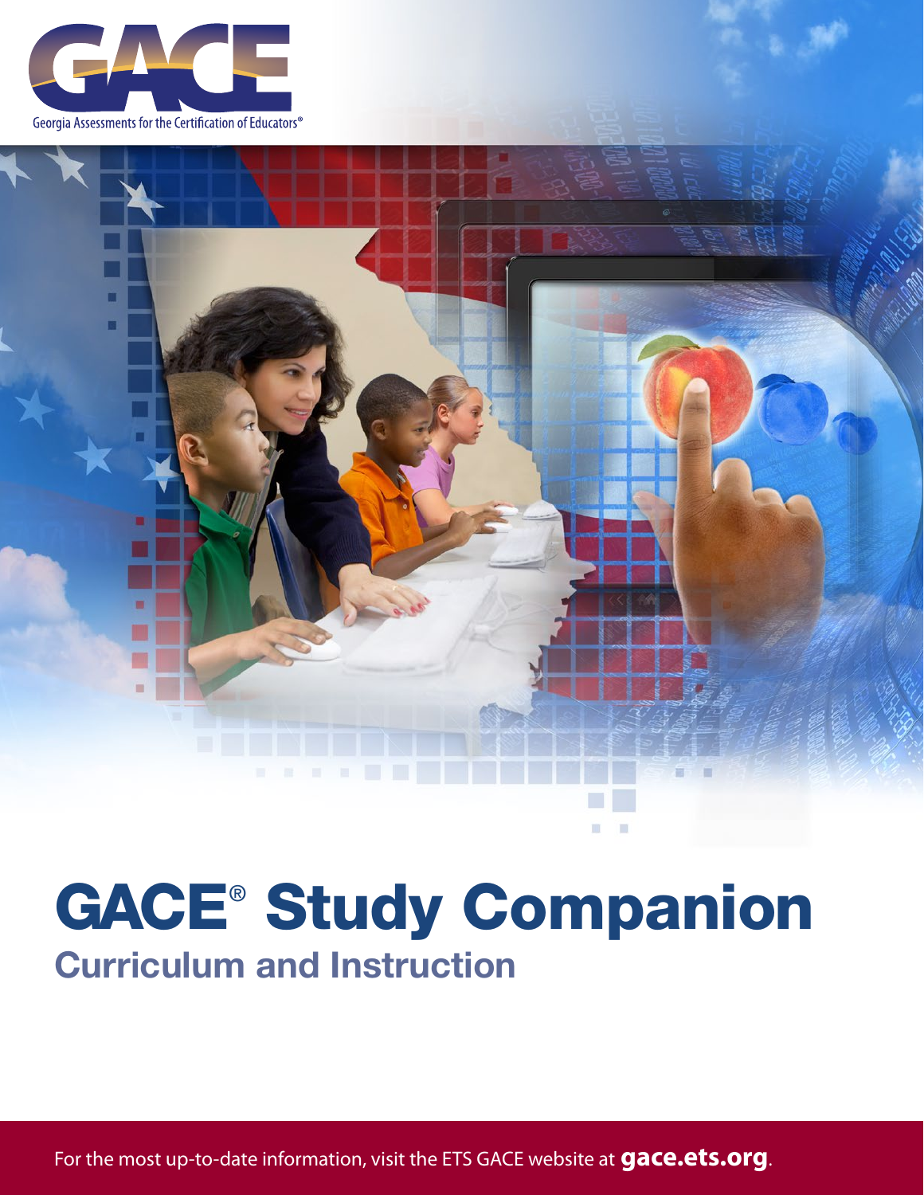GACE

Georgia Assessments for the Certification of Educators®

# GACE® Study Companion

## Curriculum and Instruction

For the most up-to-date information, visit the ETS GACE website at **gace.ets.org**.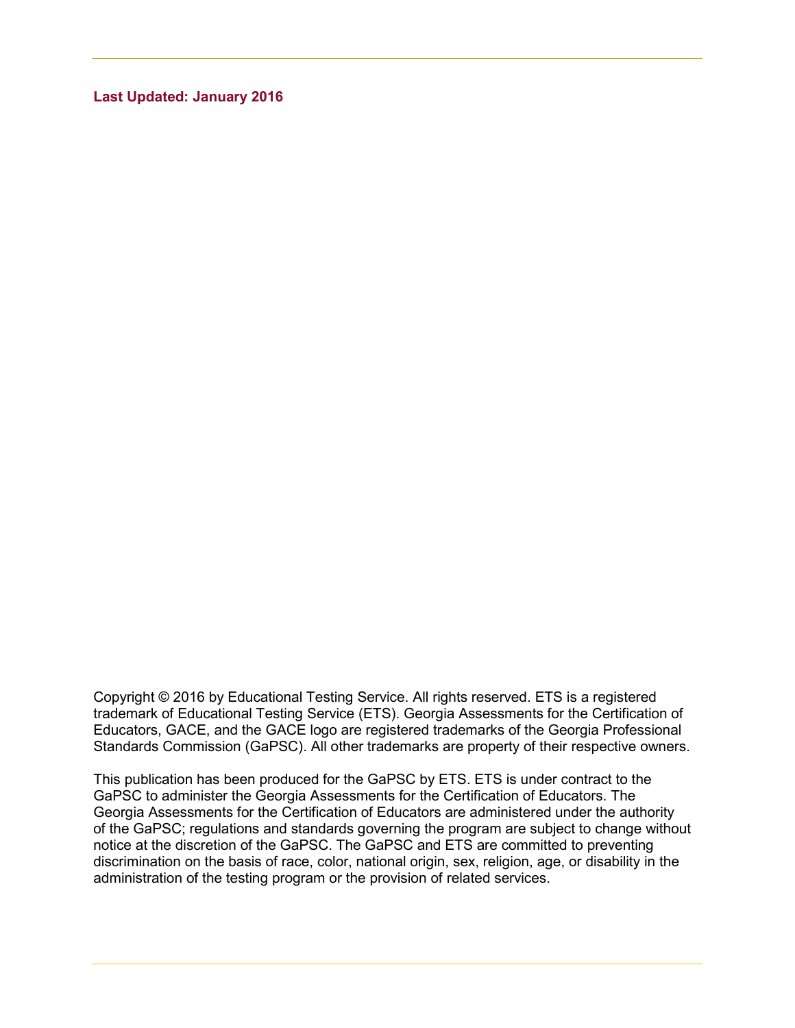**Last Updated: January 2016**

Copyright © 2016 by Educational Testing Service. All rights reserved. ETS is a registered trademark of Educational Testing Service (ETS). Georgia Assessments for the Certification of Educators, GACE, and the GACE logo are registered trademarks of the Georgia Professional Standards Commission (GaPSC). All other trademarks are property of their respective owners.

This publication has been produced for the GaPSC by ETS. ETS is under contract to the GaPSC to administer the Georgia Assessments for the Certification of Educators. The Georgia Assessments for the Certification of Educators are administered under the authority of the GaPSC; regulations and standards governing the program are subject to change without notice at the discretion of the GaPSC. The GaPSC and ETS are committed to preventing discrimination on the basis of race, color, national origin, sex, religion, age, or disability in the administration of the testing program or the provision of related services.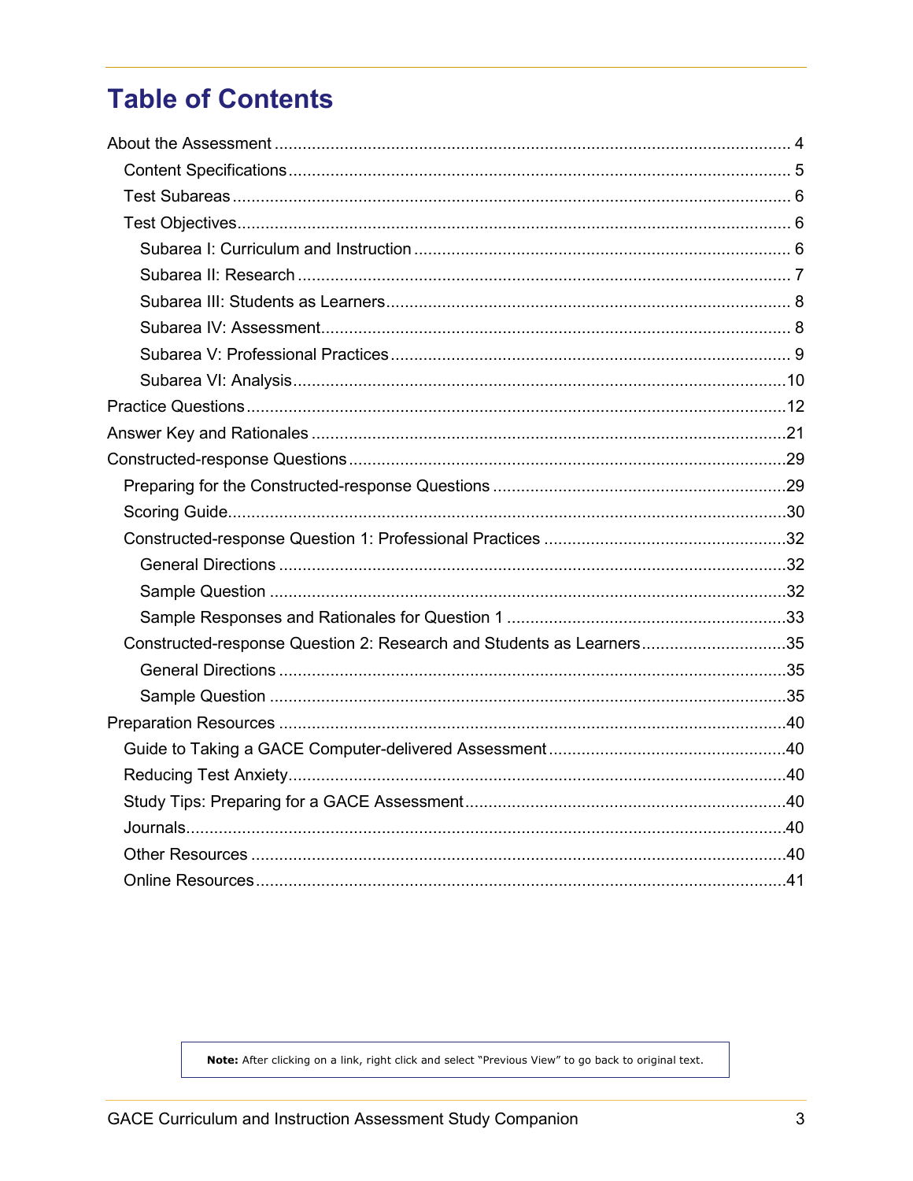# Table of Contents

About the Assessment ........ 4

- Content Specifications ........ 5
- Test Subareas ........ 6
- Test Objectives ........ 6
  - Subarea I: Curriculum and Instruction ........ 6
  - Subarea II: Research ........ 7
  - Subarea III: Students as Learners ........ 8
  - Subarea IV: Assessment ........ 8
  - Subarea V: Professional Practices ........ 9
  - Subarea VI: Analysis ........ 10

Practice Questions ........ 12

Answer Key and Rationales ........ 21

Constructed-response Questions ........ 29

- Preparing for the Constructed-response Questions ........ 29
- Scoring Guide ........ 30
- Constructed-response Question 1: Professional Practices ........ 32
  - General Directions ........ 32
  - Sample Question ........ 32
  - Sample Responses and Rationales for Question 1 ........ 33
- Constructed-response Question 2: Research and Students as Learners ........ 35
  - General Directions ........ 35
  - Sample Question ........ 35

Preparation Resources ........ 40

- Guide to Taking a GACE Computer-delivered Assessment ........ 40
- Reducing Test Anxiety ........ 40
- Study Tips: Preparing for a GACE Assessment ........ 40
- Journals ........ 40
- Other Resources ........ 40
- Online Resources ........ 41

**Note:** After clicking on a link, right click and select "Previous View" to go back to original text.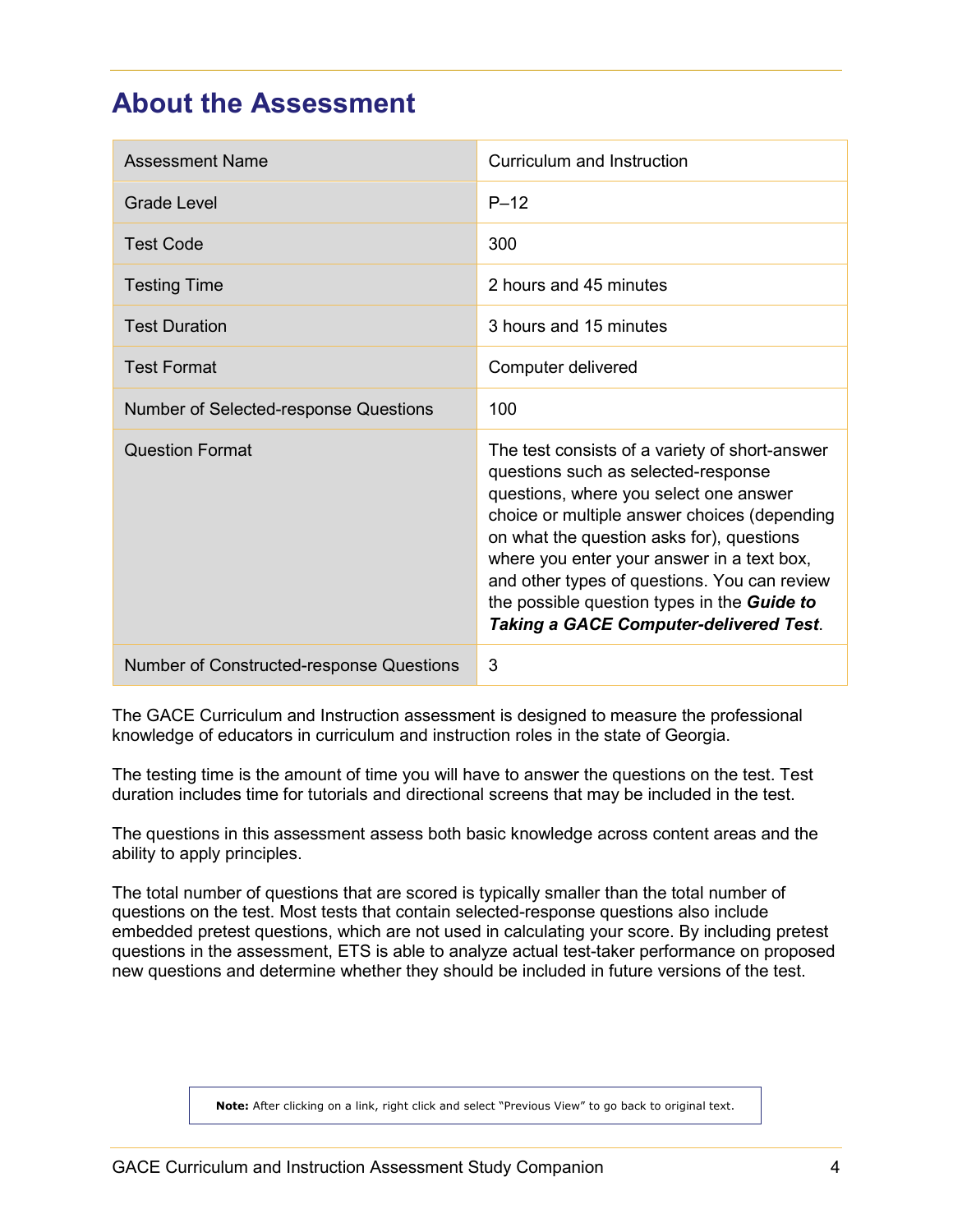## About the Assessment

| Assessment Name | Curriculum and Instruction |
|---|---|
| Grade Level | P–12 |
| Test Code | 300 |
| Testing Time | 2 hours and 45 minutes |
| Test Duration | 3 hours and 15 minutes |
| Test Format | Computer delivered |
| Number of Selected-response Questions | 100 |
| Question Format | The test consists of a variety of short-answer questions such as selected-response questions, where you select one answer choice or multiple answer choices (depending on what the question asks for), questions where you enter your answer in a text box, and other types of questions. You can review the possible question types in the ***Guide to Taking a GACE Computer-delivered Test***. |
| Number of Constructed-response Questions | 3 |

The GACE Curriculum and Instruction assessment is designed to measure the professional knowledge of educators in curriculum and instruction roles in the state of Georgia.

The testing time is the amount of time you will have to answer the questions on the test. Test duration includes time for tutorials and directional screens that may be included in the test.

The questions in this assessment assess both basic knowledge across content areas and the ability to apply principles.

The total number of questions that are scored is typically smaller than the total number of questions on the test. Most tests that contain selected-response questions also include embedded pretest questions, which are not used in calculating your score. By including pretest questions in the assessment, ETS is able to analyze actual test-taker performance on proposed new questions and determine whether they should be included in future versions of the test.

**Note:** After clicking on a link, right click and select "Previous View" to go back to original text.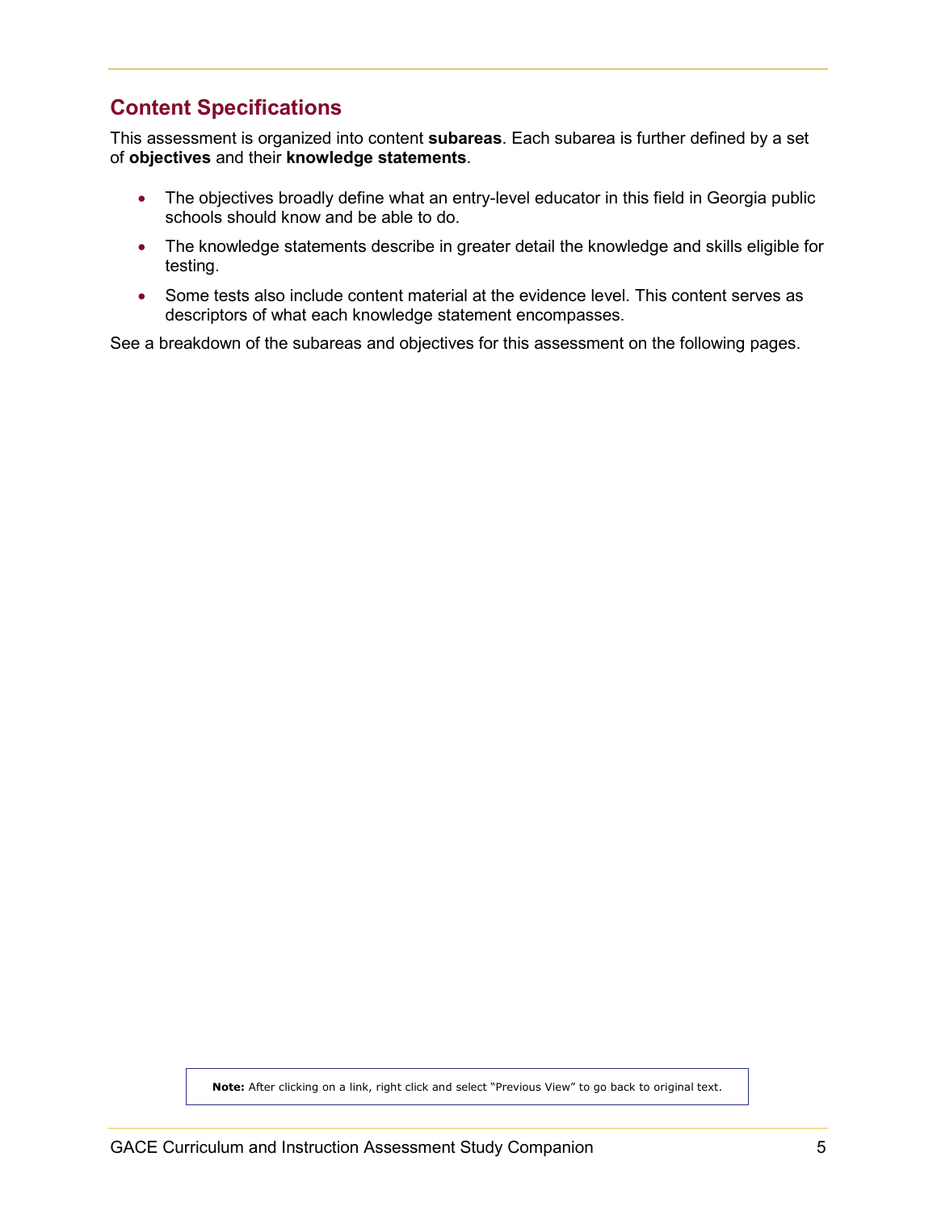## Content Specifications

This assessment is organized into content **subareas**. Each subarea is further defined by a set of **objectives** and their **knowledge statements**.

- The objectives broadly define what an entry-level educator in this field in Georgia public schools should know and be able to do.
- The knowledge statements describe in greater detail the knowledge and skills eligible for testing.
- Some tests also include content material at the evidence level. This content serves as descriptors of what each knowledge statement encompasses.

See a breakdown of the subareas and objectives for this assessment on the following pages.

**Note:** After clicking on a link, right click and select "Previous View" to go back to original text.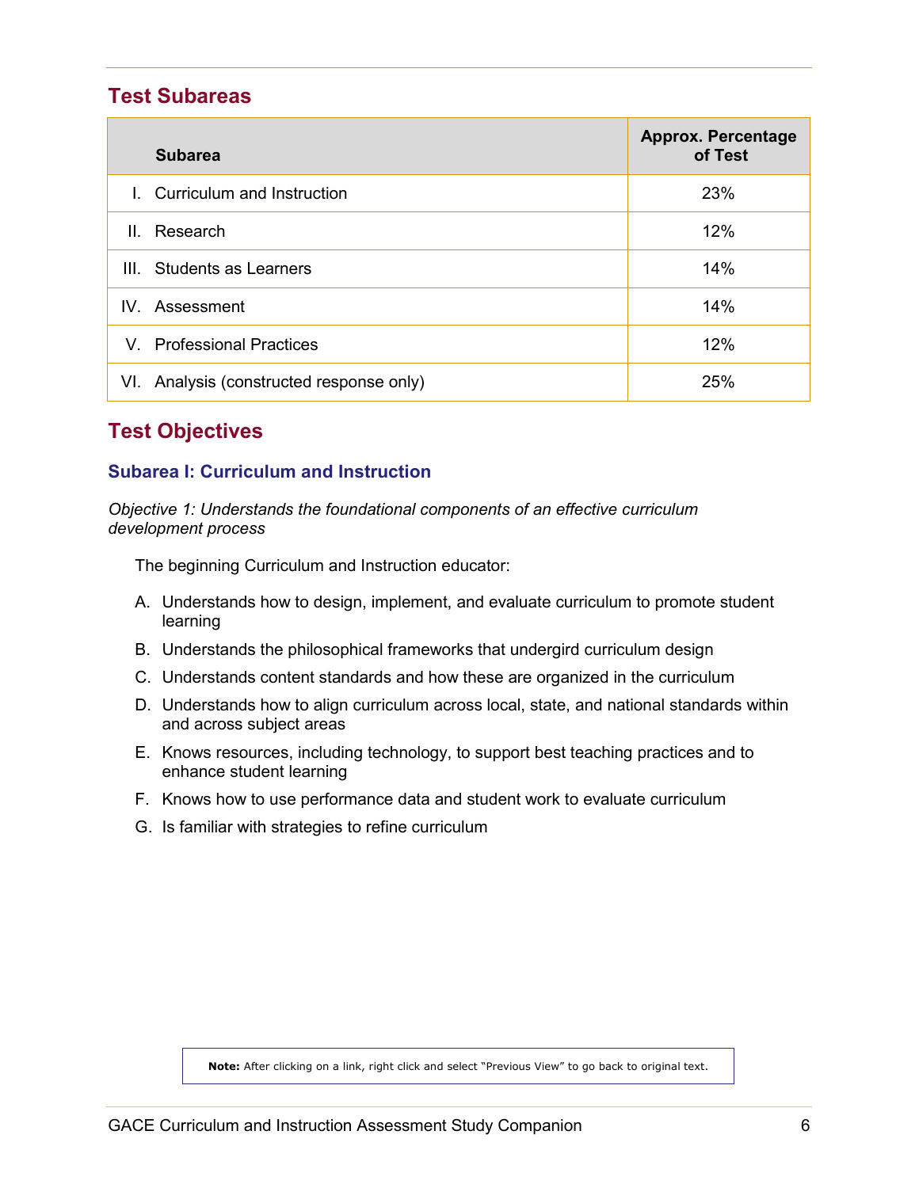## Test Subareas

| Subarea | Approx. Percentage of Test |
|---|---|
| I. Curriculum and Instruction | 23% |
| II. Research | 12% |
| III. Students as Learners | 14% |
| IV. Assessment | 14% |
| V. Professional Practices | 12% |
| VI. Analysis (constructed response only) | 25% |

## Test Objectives

### Subarea I: Curriculum and Instruction

*Objective 1: Understands the foundational components of an effective curriculum development process*

The beginning Curriculum and Instruction educator:

A. Understands how to design, implement, and evaluate curriculum to promote student learning

B. Understands the philosophical frameworks that undergird curriculum design

C. Understands content standards and how these are organized in the curriculum

D. Understands how to align curriculum across local, state, and national standards within and across subject areas

E. Knows resources, including technology, to support best teaching practices and to enhance student learning

F. Knows how to use performance data and student work to evaluate curriculum

G. Is familiar with strategies to refine curriculum

**Note:** After clicking on a link, right click and select "Previous View" to go back to original text.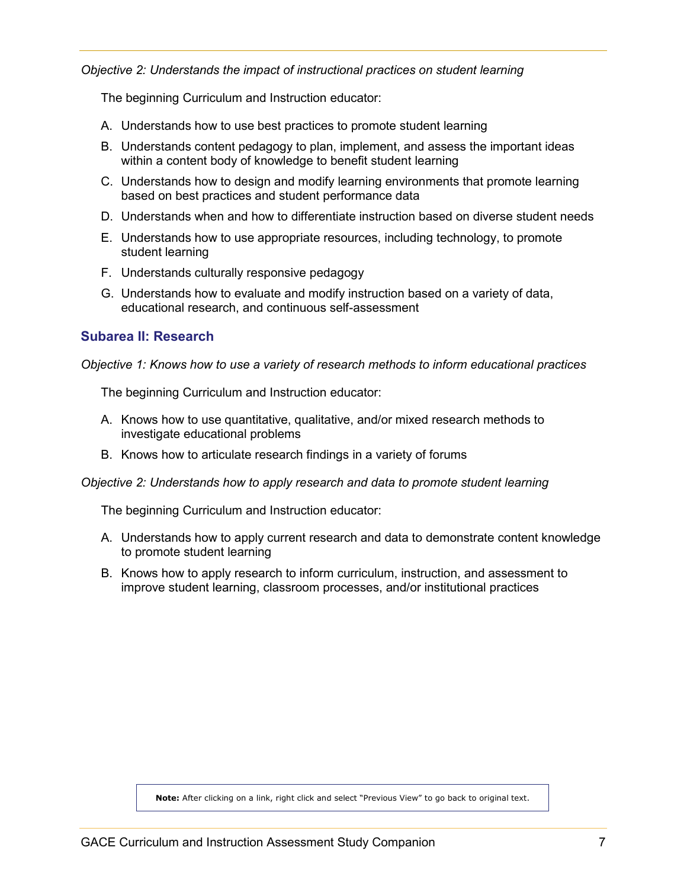*Objective 2: Understands the impact of instructional practices on student learning*

The beginning Curriculum and Instruction educator:

A. Understands how to use best practices to promote student learning

B. Understands content pedagogy to plan, implement, and assess the important ideas within a content body of knowledge to benefit student learning

C. Understands how to design and modify learning environments that promote learning based on best practices and student performance data

D. Understands when and how to differentiate instruction based on diverse student needs

E. Understands how to use appropriate resources, including technology, to promote student learning

F. Understands culturally responsive pedagogy

G. Understands how to evaluate and modify instruction based on a variety of data, educational research, and continuous self-assessment

## Subarea II: Research

*Objective 1: Knows how to use a variety of research methods to inform educational practices*

The beginning Curriculum and Instruction educator:

A. Knows how to use quantitative, qualitative, and/or mixed research methods to investigate educational problems

B. Knows how to articulate research findings in a variety of forums

*Objective 2: Understands how to apply research and data to promote student learning*

The beginning Curriculum and Instruction educator:

A. Understands how to apply current research and data to demonstrate content knowledge to promote student learning

B. Knows how to apply research to inform curriculum, instruction, and assessment to improve student learning, classroom processes, and/or institutional practices

**Note:** After clicking on a link, right click and select "Previous View" to go back to original text.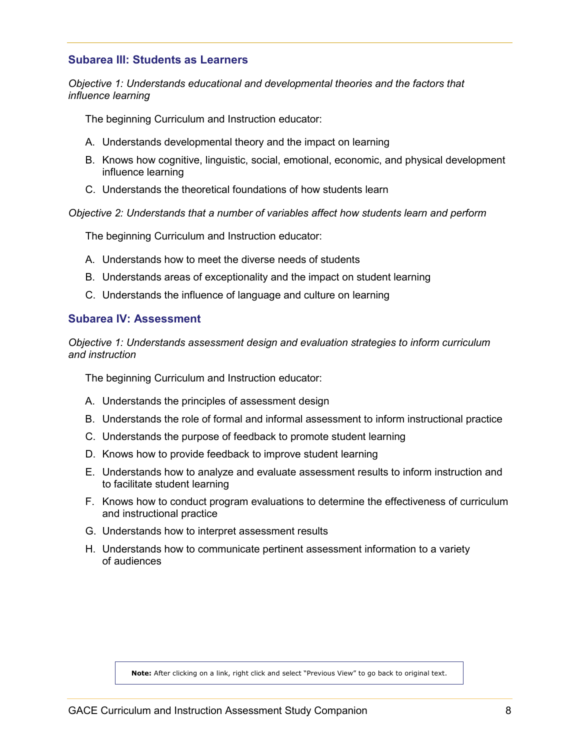## Subarea III: Students as Learners

*Objective 1: Understands educational and developmental theories and the factors that influence learning*

The beginning Curriculum and Instruction educator:

A. Understands developmental theory and the impact on learning
B. Knows how cognitive, linguistic, social, emotional, economic, and physical development influence learning
C. Understands the theoretical foundations of how students learn

*Objective 2: Understands that a number of variables affect how students learn and perform*

The beginning Curriculum and Instruction educator:

A. Understands how to meet the diverse needs of students
B. Understands areas of exceptionality and the impact on student learning
C. Understands the influence of language and culture on learning

## Subarea IV: Assessment

*Objective 1: Understands assessment design and evaluation strategies to inform curriculum and instruction*

The beginning Curriculum and Instruction educator:

A. Understands the principles of assessment design
B. Understands the role of formal and informal assessment to inform instructional practice
C. Understands the purpose of feedback to promote student learning
D. Knows how to provide feedback to improve student learning
E. Understands how to analyze and evaluate assessment results to inform instruction and to facilitate student learning
F. Knows how to conduct program evaluations to determine the effectiveness of curriculum and instructional practice
G. Understands how to interpret assessment results
H. Understands how to communicate pertinent assessment information to a variety of audiences

**Note:** After clicking on a link, right click and select "Previous View" to go back to original text.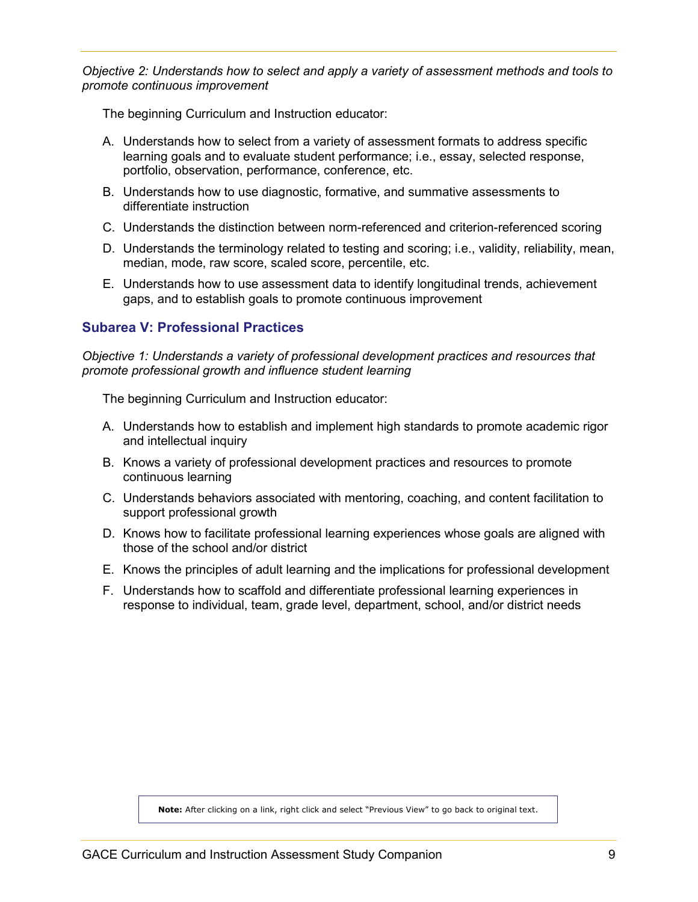*Objective 2: Understands how to select and apply a variety of assessment methods and tools to promote continuous improvement*

The beginning Curriculum and Instruction educator:

A. Understands how to select from a variety of assessment formats to address specific learning goals and to evaluate student performance; i.e., essay, selected response, portfolio, observation, performance, conference, etc.

B. Understands how to use diagnostic, formative, and summative assessments to differentiate instruction

C. Understands the distinction between norm-referenced and criterion-referenced scoring

D. Understands the terminology related to testing and scoring; i.e., validity, reliability, mean, median, mode, raw score, scaled score, percentile, etc.

E. Understands how to use assessment data to identify longitudinal trends, achievement gaps, and to establish goals to promote continuous improvement

## Subarea V: Professional Practices

*Objective 1: Understands a variety of professional development practices and resources that promote professional growth and influence student learning*

The beginning Curriculum and Instruction educator:

A. Understands how to establish and implement high standards to promote academic rigor and intellectual inquiry

B. Knows a variety of professional development practices and resources to promote continuous learning

C. Understands behaviors associated with mentoring, coaching, and content facilitation to support professional growth

D. Knows how to facilitate professional learning experiences whose goals are aligned with those of the school and/or district

E. Knows the principles of adult learning and the implications for professional development

F. Understands how to scaffold and differentiate professional learning experiences in response to individual, team, grade level, department, school, and/or district needs

**Note:** After clicking on a link, right click and select "Previous View" to go back to original text.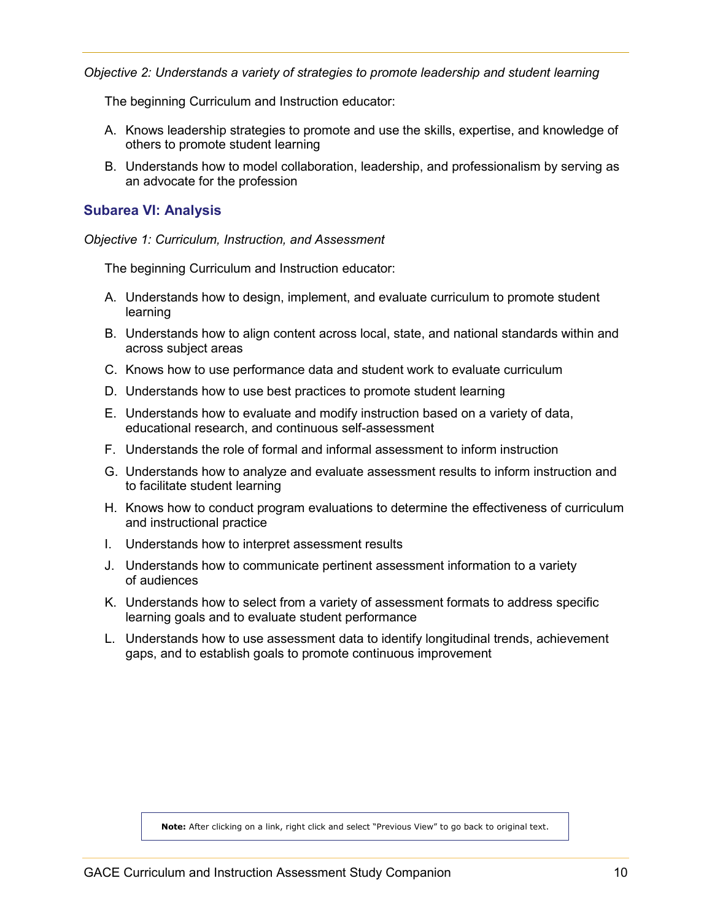*Objective 2: Understands a variety of strategies to promote leadership and student learning*

The beginning Curriculum and Instruction educator:

A. Knows leadership strategies to promote and use the skills, expertise, and knowledge of others to promote student learning

B. Understands how to model collaboration, leadership, and professionalism by serving as an advocate for the profession

## Subarea VI: Analysis

*Objective 1: Curriculum, Instruction, and Assessment*

The beginning Curriculum and Instruction educator:

A. Understands how to design, implement, and evaluate curriculum to promote student learning

B. Understands how to align content across local, state, and national standards within and across subject areas

C. Knows how to use performance data and student work to evaluate curriculum

D. Understands how to use best practices to promote student learning

E. Understands how to evaluate and modify instruction based on a variety of data, educational research, and continuous self-assessment

F. Understands the role of formal and informal assessment to inform instruction

G. Understands how to analyze and evaluate assessment results to inform instruction and to facilitate student learning

H. Knows how to conduct program evaluations to determine the effectiveness of curriculum and instructional practice

I. Understands how to interpret assessment results

J. Understands how to communicate pertinent assessment information to a variety of audiences

K. Understands how to select from a variety of assessment formats to address specific learning goals and to evaluate student performance

L. Understands how to use assessment data to identify longitudinal trends, achievement gaps, and to establish goals to promote continuous improvement

**Note:** After clicking on a link, right click and select "Previous View" to go back to original text.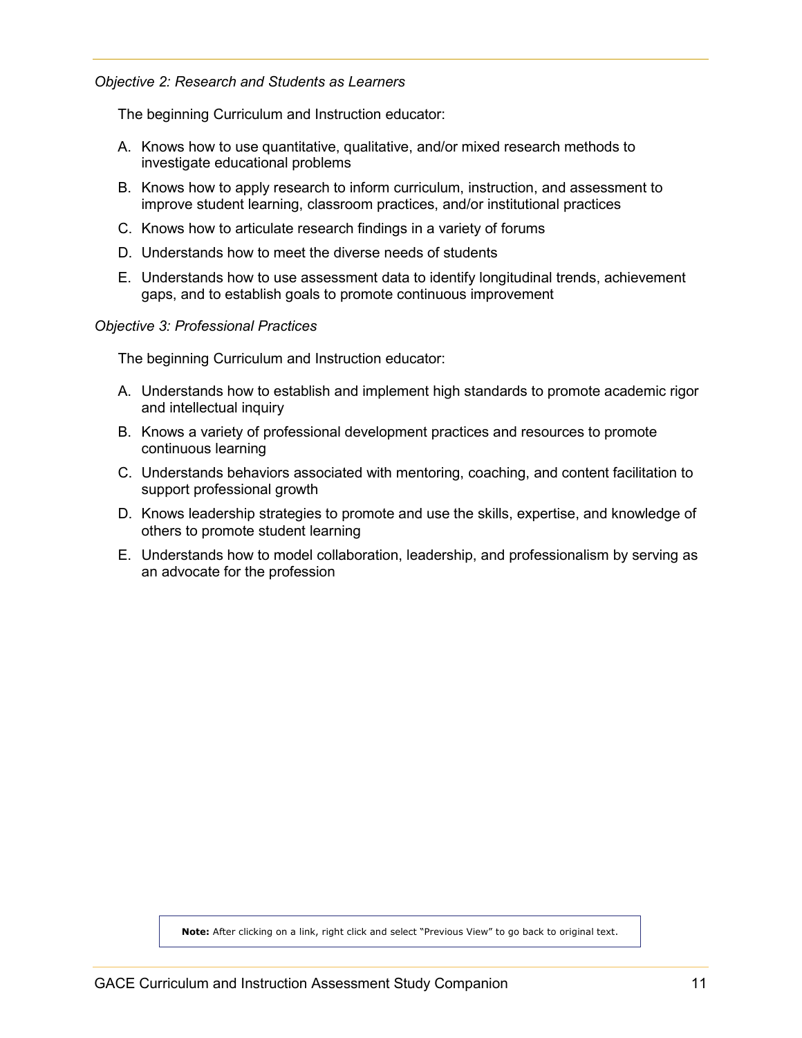*Objective 2: Research and Students as Learners*

The beginning Curriculum and Instruction educator:

A. Knows how to use quantitative, qualitative, and/or mixed research methods to investigate educational problems
B. Knows how to apply research to inform curriculum, instruction, and assessment to improve student learning, classroom practices, and/or institutional practices
C. Knows how to articulate research findings in a variety of forums
D. Understands how to meet the diverse needs of students
E. Understands how to use assessment data to identify longitudinal trends, achievement gaps, and to establish goals to promote continuous improvement

*Objective 3: Professional Practices*

The beginning Curriculum and Instruction educator:

A. Understands how to establish and implement high standards to promote academic rigor and intellectual inquiry
B. Knows a variety of professional development practices and resources to promote continuous learning
C. Understands behaviors associated with mentoring, coaching, and content facilitation to support professional growth
D. Knows leadership strategies to promote and use the skills, expertise, and knowledge of others to promote student learning
E. Understands how to model collaboration, leadership, and professionalism by serving as an advocate for the profession

**Note:** After clicking on a link, right click and select "Previous View" to go back to original text.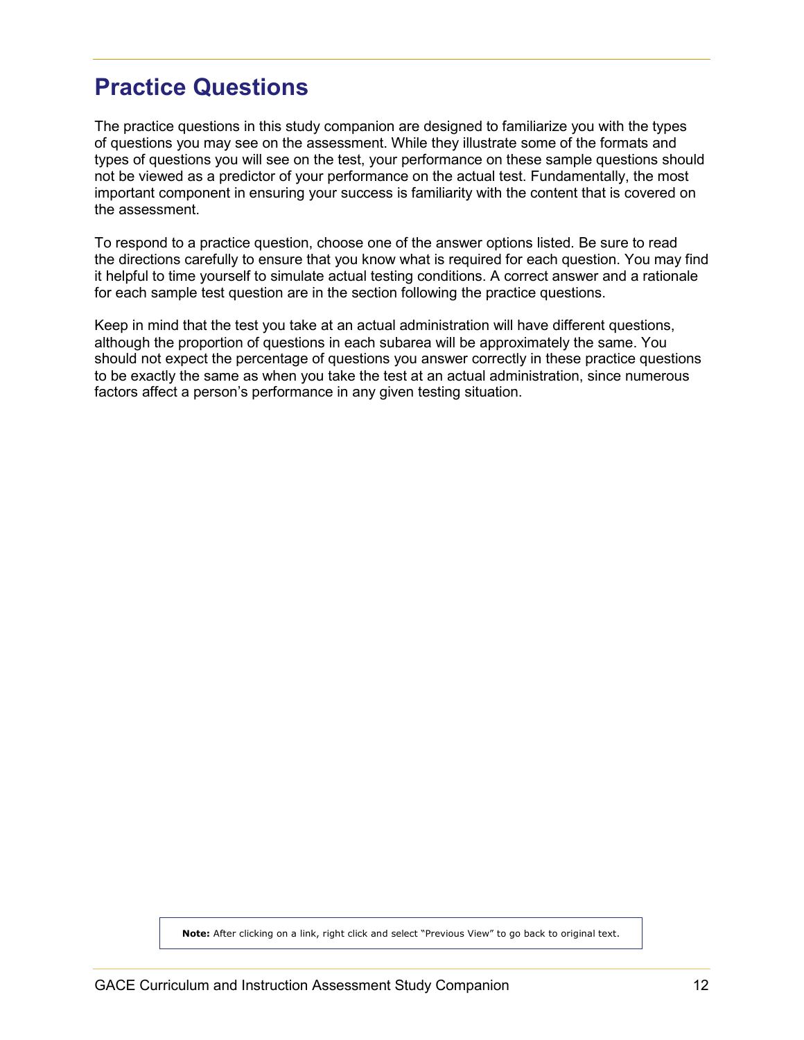# Practice Questions

The practice questions in this study companion are designed to familiarize you with the types of questions you may see on the assessment. While they illustrate some of the formats and types of questions you will see on the test, your performance on these sample questions should not be viewed as a predictor of your performance on the actual test. Fundamentally, the most important component in ensuring your success is familiarity with the content that is covered on the assessment.

To respond to a practice question, choose one of the answer options listed. Be sure to read the directions carefully to ensure that you know what is required for each question. You may find it helpful to time yourself to simulate actual testing conditions. A correct answer and a rationale for each sample test question are in the section following the practice questions.

Keep in mind that the test you take at an actual administration will have different questions, although the proportion of questions in each subarea will be approximately the same. You should not expect the percentage of questions you answer correctly in these practice questions to be exactly the same as when you take the test at an actual administration, since numerous factors affect a person's performance in any given testing situation.

**Note:** After clicking on a link, right click and select "Previous View" to go back to original text.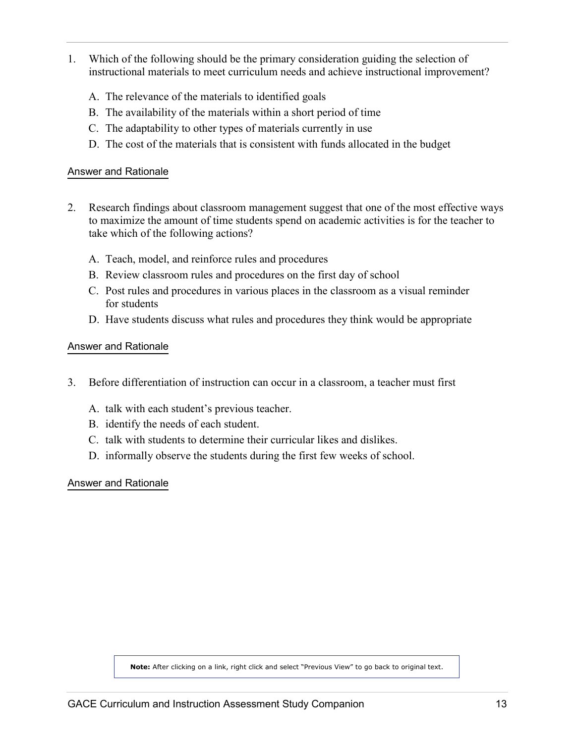1. Which of the following should be the primary consideration guiding the selection of instructional materials to meet curriculum needs and achieve instructional improvement?

    A. The relevance of the materials to identified goals
    B. The availability of the materials within a short period of time
    C. The adaptability to other types of materials currently in use
    D. The cost of the materials that is consistent with funds allocated in the budget

Answer and Rationale

2. Research findings about classroom management suggest that one of the most effective ways to maximize the amount of time students spend on academic activities is for the teacher to take which of the following actions?

    A. Teach, model, and reinforce rules and procedures
    B. Review classroom rules and procedures on the first day of school
    C. Post rules and procedures in various places in the classroom as a visual reminder for students
    D. Have students discuss what rules and procedures they think would be appropriate

Answer and Rationale

3. Before differentiation of instruction can occur in a classroom, a teacher must first

    A. talk with each student's previous teacher.
    B. identify the needs of each student.
    C. talk with students to determine their curricular likes and dislikes.
    D. informally observe the students during the first few weeks of school.

Answer and Rationale

**Note:** After clicking on a link, right click and select "Previous View" to go back to original text.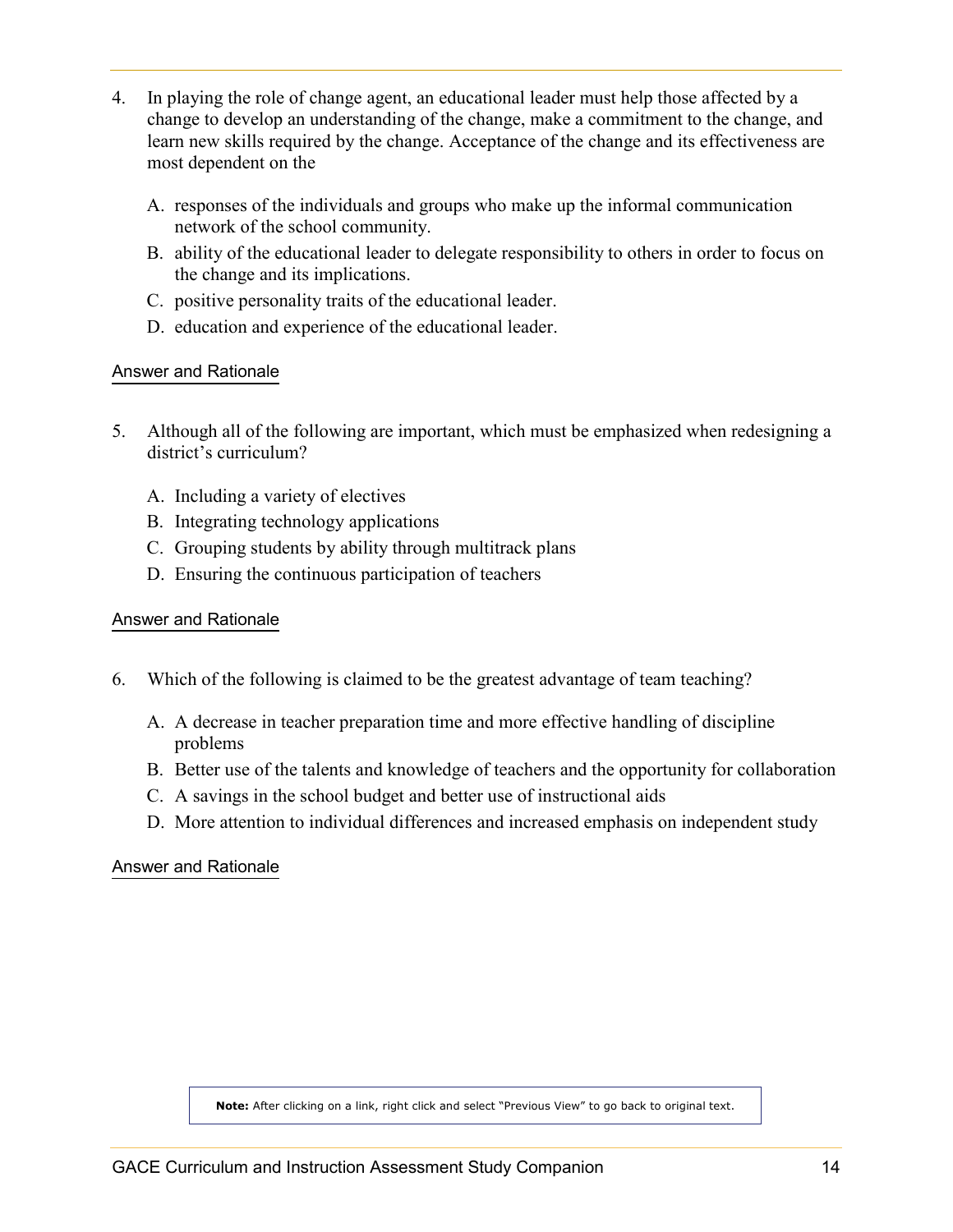4. In playing the role of change agent, an educational leader must help those affected by a change to develop an understanding of the change, make a commitment to the change, and learn new skills required by the change. Acceptance of the change and its effectiveness are most dependent on the

   A. responses of the individuals and groups who make up the informal communication network of the school community.
   B. ability of the educational leader to delegate responsibility to others in order to focus on the change and its implications.
   C. positive personality traits of the educational leader.
   D. education and experience of the educational leader.

Answer and Rationale

5. Although all of the following are important, which must be emphasized when redesigning a district's curriculum?

   A. Including a variety of electives
   B. Integrating technology applications
   C. Grouping students by ability through multitrack plans
   D. Ensuring the continuous participation of teachers

Answer and Rationale

6. Which of the following is claimed to be the greatest advantage of team teaching?

   A. A decrease in teacher preparation time and more effective handling of discipline problems
   B. Better use of the talents and knowledge of teachers and the opportunity for collaboration
   C. A savings in the school budget and better use of instructional aids
   D. More attention to individual differences and increased emphasis on independent study

Answer and Rationale

**Note:** After clicking on a link, right click and select "Previous View" to go back to original text.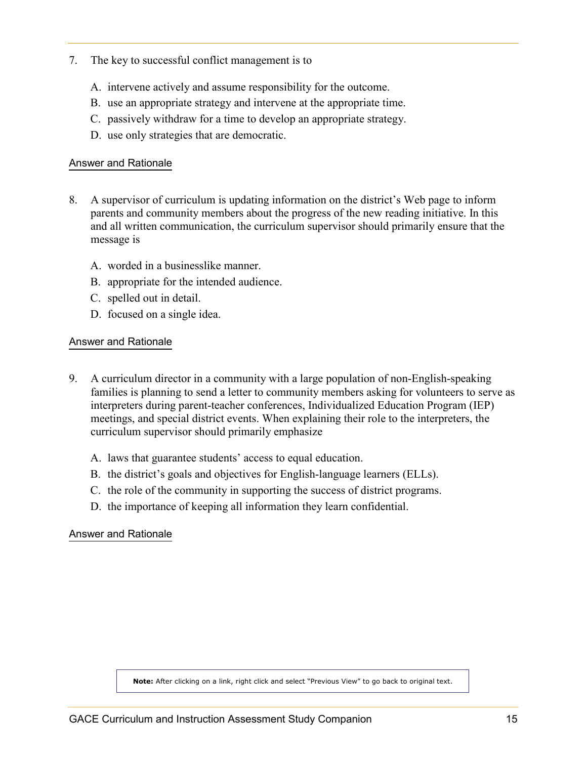7. The key to successful conflict management is to

   A. intervene actively and assume responsibility for the outcome.
   B. use an appropriate strategy and intervene at the appropriate time.
   C. passively withdraw for a time to develop an appropriate strategy.
   D. use only strategies that are democratic.

Answer and Rationale

8. A supervisor of curriculum is updating information on the district's Web page to inform parents and community members about the progress of the new reading initiative. In this and all written communication, the curriculum supervisor should primarily ensure that the message is

   A. worded in a businesslike manner.
   B. appropriate for the intended audience.
   C. spelled out in detail.
   D. focused on a single idea.

Answer and Rationale

9. A curriculum director in a community with a large population of non-English-speaking families is planning to send a letter to community members asking for volunteers to serve as interpreters during parent-teacher conferences, Individualized Education Program (IEP) meetings, and special district events. When explaining their role to the interpreters, the curriculum supervisor should primarily emphasize

   A. laws that guarantee students' access to equal education.
   B. the district's goals and objectives for English-language learners (ELLs).
   C. the role of the community in supporting the success of district programs.
   D. the importance of keeping all information they learn confidential.

Answer and Rationale

**Note:** After clicking on a link, right click and select "Previous View" to go back to original text.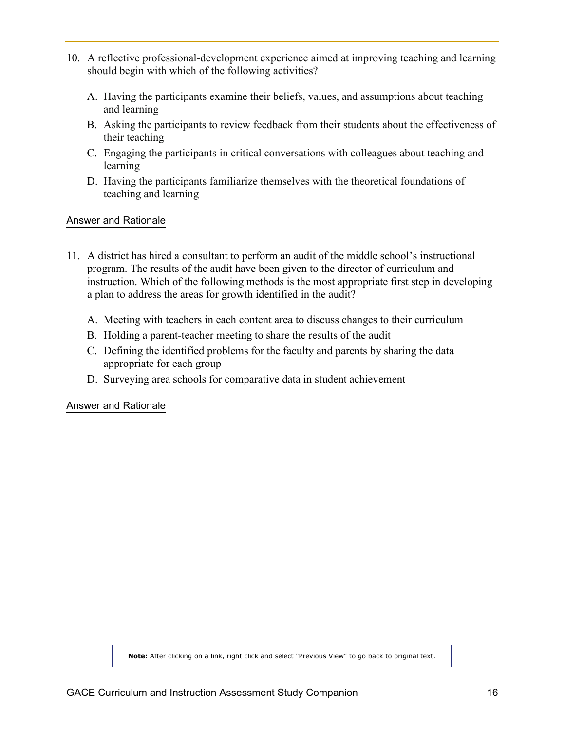10. A reflective professional-development experience aimed at improving teaching and learning should begin with which of the following activities?

    A. Having the participants examine their beliefs, values, and assumptions about teaching and learning
    B. Asking the participants to review feedback from their students about the effectiveness of their teaching
    C. Engaging the participants in critical conversations with colleagues about teaching and learning
    D. Having the participants familiarize themselves with the theoretical foundations of teaching and learning

Answer and Rationale

11. A district has hired a consultant to perform an audit of the middle school's instructional program. The results of the audit have been given to the director of curriculum and instruction. Which of the following methods is the most appropriate first step in developing a plan to address the areas for growth identified in the audit?

    A. Meeting with teachers in each content area to discuss changes to their curriculum
    B. Holding a parent-teacher meeting to share the results of the audit
    C. Defining the identified problems for the faculty and parents by sharing the data appropriate for each group
    D. Surveying area schools for comparative data in student achievement

Answer and Rationale

**Note:** After clicking on a link, right click and select "Previous View" to go back to original text.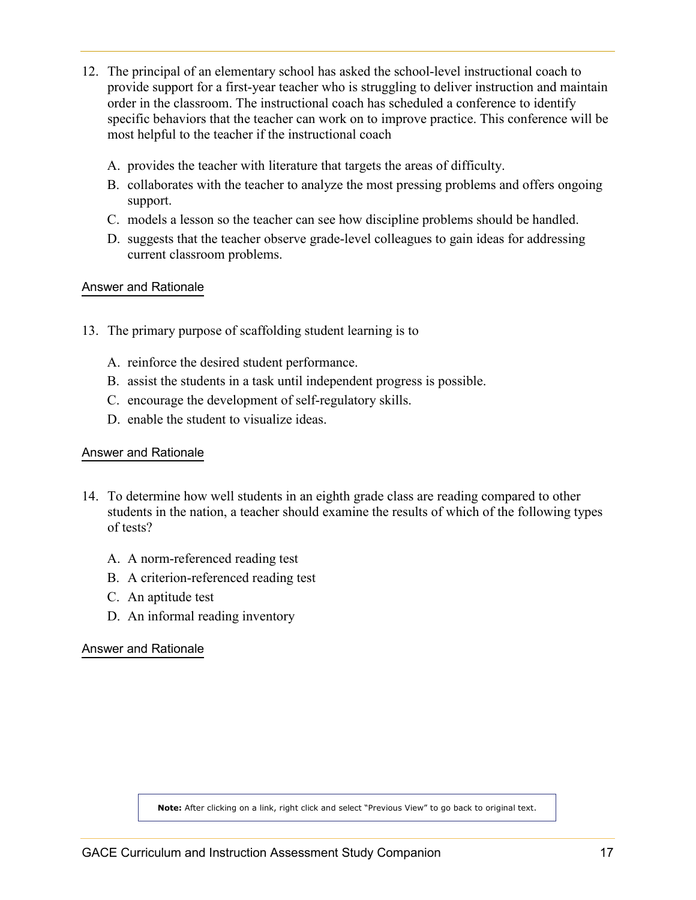12. The principal of an elementary school has asked the school-level instructional coach to provide support for a first-year teacher who is struggling to deliver instruction and maintain order in the classroom. The instructional coach has scheduled a conference to identify specific behaviors that the teacher can work on to improve practice. This conference will be most helpful to the teacher if the instructional coach

    A. provides the teacher with literature that targets the areas of difficulty.
    B. collaborates with the teacher to analyze the most pressing problems and offers ongoing support.
    C. models a lesson so the teacher can see how discipline problems should be handled.
    D. suggests that the teacher observe grade-level colleagues to gain ideas for addressing current classroom problems.

Answer and Rationale

13. The primary purpose of scaffolding student learning is to

    A. reinforce the desired student performance.
    B. assist the students in a task until independent progress is possible.
    C. encourage the development of self-regulatory skills.
    D. enable the student to visualize ideas.

Answer and Rationale

14. To determine how well students in an eighth grade class are reading compared to other students in the nation, a teacher should examine the results of which of the following types of tests?

    A. A norm-referenced reading test
    B. A criterion-referenced reading test
    C. An aptitude test
    D. An informal reading inventory

Answer and Rationale

**Note:** After clicking on a link, right click and select "Previous View" to go back to original text.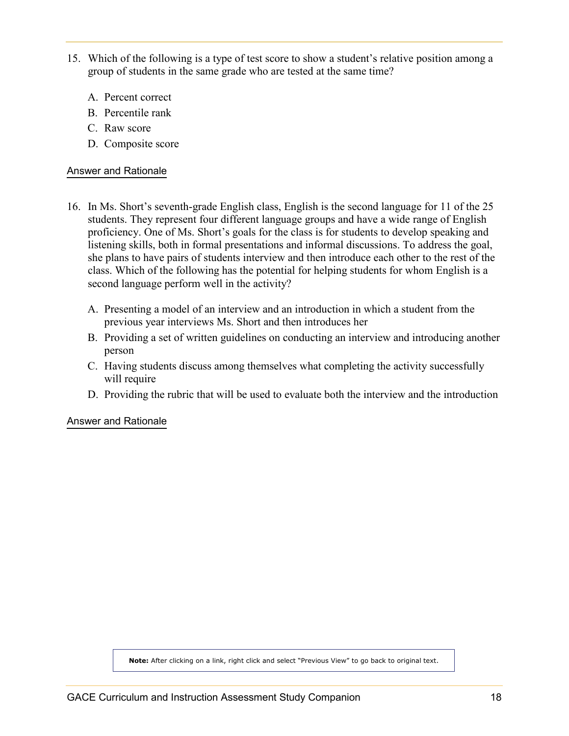15. Which of the following is a type of test score to show a student's relative position among a group of students in the same grade who are tested at the same time?

    A. Percent correct
    B. Percentile rank
    C. Raw score
    D. Composite score

Answer and Rationale

16. In Ms. Short's seventh-grade English class, English is the second language for 11 of the 25 students. They represent four different language groups and have a wide range of English proficiency. One of Ms. Short's goals for the class is for students to develop speaking and listening skills, both in formal presentations and informal discussions. To address the goal, she plans to have pairs of students interview and then introduce each other to the rest of the class. Which of the following has the potential for helping students for whom English is a second language perform well in the activity?

    A. Presenting a model of an interview and an introduction in which a student from the previous year interviews Ms. Short and then introduces her
    B. Providing a set of written guidelines on conducting an interview and introducing another person
    C. Having students discuss among themselves what completing the activity successfully will require
    D. Providing the rubric that will be used to evaluate both the interview and the introduction

Answer and Rationale

**Note:** After clicking on a link, right click and select "Previous View" to go back to original text.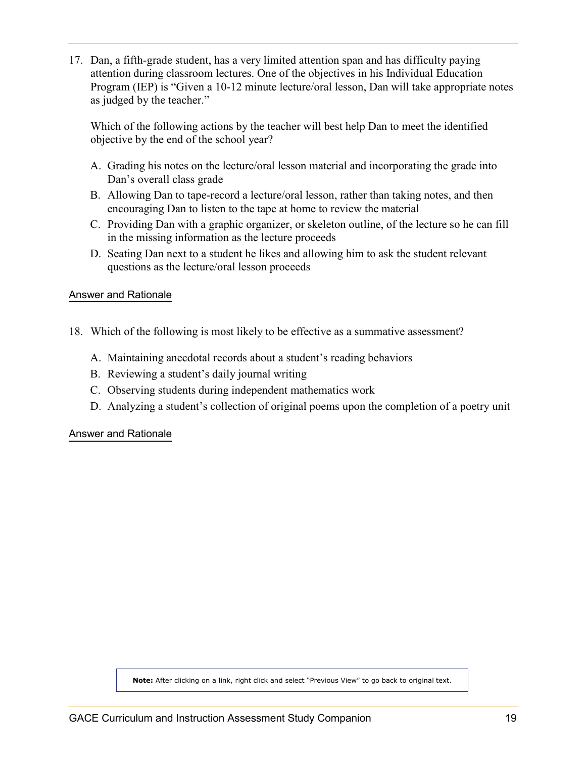17. Dan, a fifth-grade student, has a very limited attention span and has difficulty paying attention during classroom lectures. One of the objectives in his Individual Education Program (IEP) is "Given a 10-12 minute lecture/oral lesson, Dan will take appropriate notes as judged by the teacher."

    Which of the following actions by the teacher will best help Dan to meet the identified objective by the end of the school year?

    A. Grading his notes on the lecture/oral lesson material and incorporating the grade into Dan's overall class grade
    B. Allowing Dan to tape-record a lecture/oral lesson, rather than taking notes, and then encouraging Dan to listen to the tape at home to review the material
    C. Providing Dan with a graphic organizer, or skeleton outline, of the lecture so he can fill in the missing information as the lecture proceeds
    D. Seating Dan next to a student he likes and allowing him to ask the student relevant questions as the lecture/oral lesson proceeds

Answer and Rationale

18. Which of the following is most likely to be effective as a summative assessment?

    A. Maintaining anecdotal records about a student's reading behaviors
    B. Reviewing a student's daily journal writing
    C. Observing students during independent mathematics work
    D. Analyzing a student's collection of original poems upon the completion of a poetry unit

Answer and Rationale

**Note:** After clicking on a link, right click and select "Previous View" to go back to original text.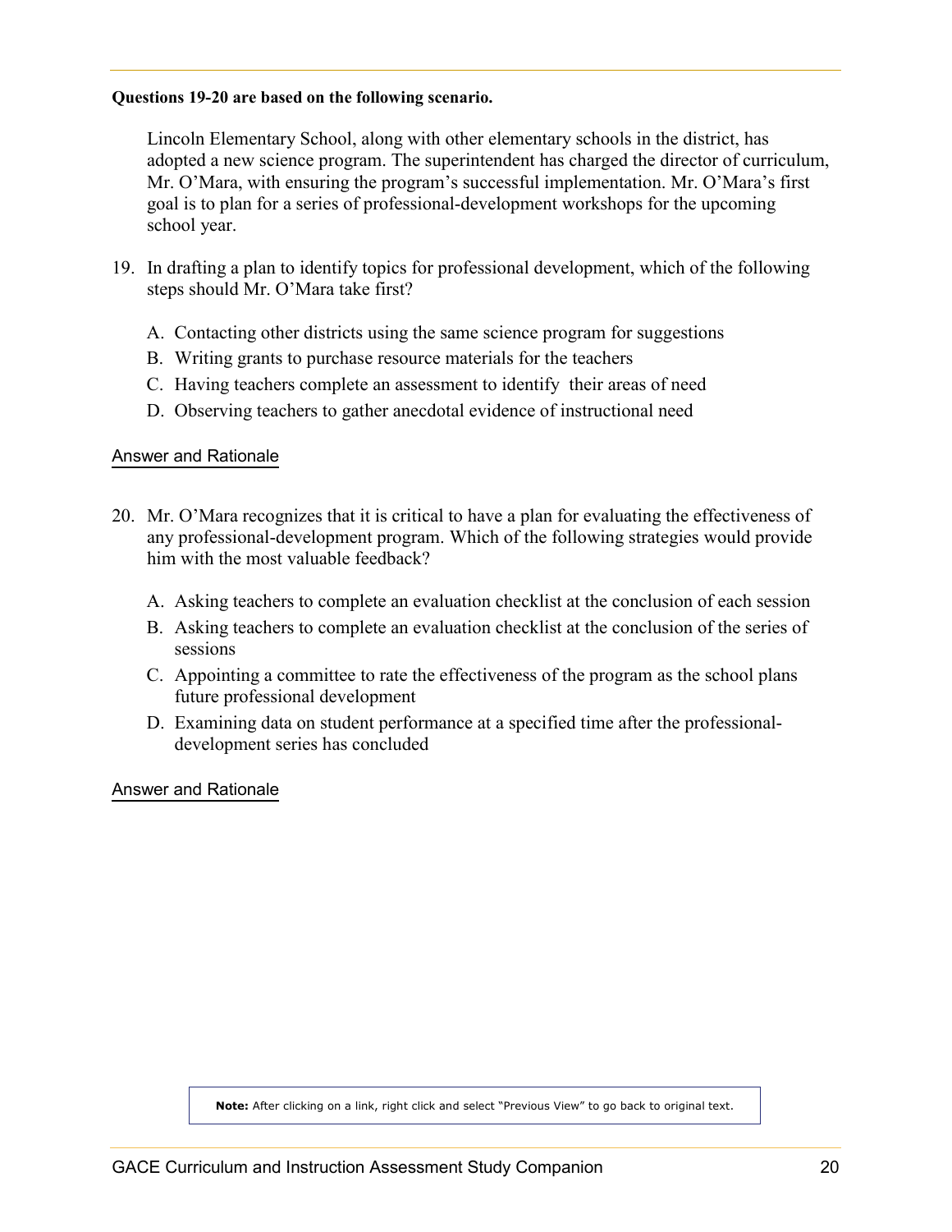**Questions 19-20 are based on the following scenario.**

Lincoln Elementary School, along with other elementary schools in the district, has adopted a new science program. The superintendent has charged the director of curriculum, Mr. O'Mara, with ensuring the program's successful implementation. Mr. O'Mara's first goal is to plan for a series of professional-development workshops for the upcoming school year.

19. In drafting a plan to identify topics for professional development, which of the following steps should Mr. O'Mara take first?

    A. Contacting other districts using the same science program for suggestions
    B. Writing grants to purchase resource materials for the teachers
    C. Having teachers complete an assessment to identify their areas of need
    D. Observing teachers to gather anecdotal evidence of instructional need

Answer and Rationale

20. Mr. O'Mara recognizes that it is critical to have a plan for evaluating the effectiveness of any professional-development program. Which of the following strategies would provide him with the most valuable feedback?

    A. Asking teachers to complete an evaluation checklist at the conclusion of each session
    B. Asking teachers to complete an evaluation checklist at the conclusion of the series of sessions
    C. Appointing a committee to rate the effectiveness of the program as the school plans future professional development
    D. Examining data on student performance at a specified time after the professional-development series has concluded

Answer and Rationale

**Note:** After clicking on a link, right click and select "Previous View" to go back to original text.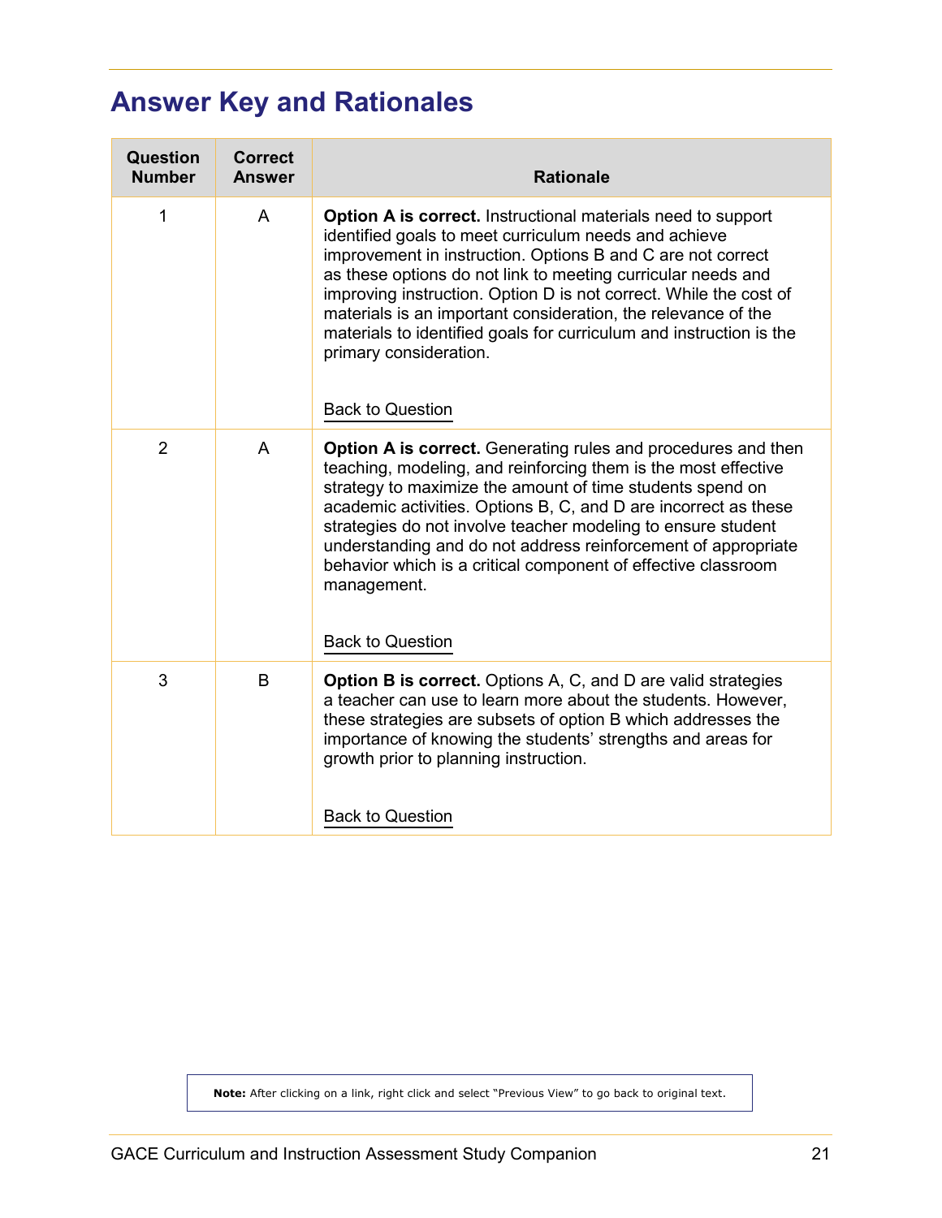## Answer Key and Rationales

| Question Number | Correct Answer | Rationale |
|---|---|---|
| 1 | A | **Option A is correct.** Instructional materials need to support identified goals to meet curriculum needs and achieve improvement in instruction. Options B and C are not correct as these options do not link to meeting curricular needs and improving instruction. Option D is not correct. While the cost of materials is an important consideration, the relevance of the materials to identified goals for curriculum and instruction is the primary consideration.<br><br>Back to Question |
| 2 | A | **Option A is correct.** Generating rules and procedures and then teaching, modeling, and reinforcing them is the most effective strategy to maximize the amount of time students spend on academic activities. Options B, C, and D are incorrect as these strategies do not involve teacher modeling to ensure student understanding and do not address reinforcement of appropriate behavior which is a critical component of effective classroom management.<br><br>Back to Question |
| 3 | B | **Option B is correct.** Options A, C, and D are valid strategies a teacher can use to learn more about the students. However, these strategies are subsets of option B which addresses the importance of knowing the students' strengths and areas for growth prior to planning instruction.<br><br>Back to Question |

**Note:** After clicking on a link, right click and select "Previous View" to go back to original text.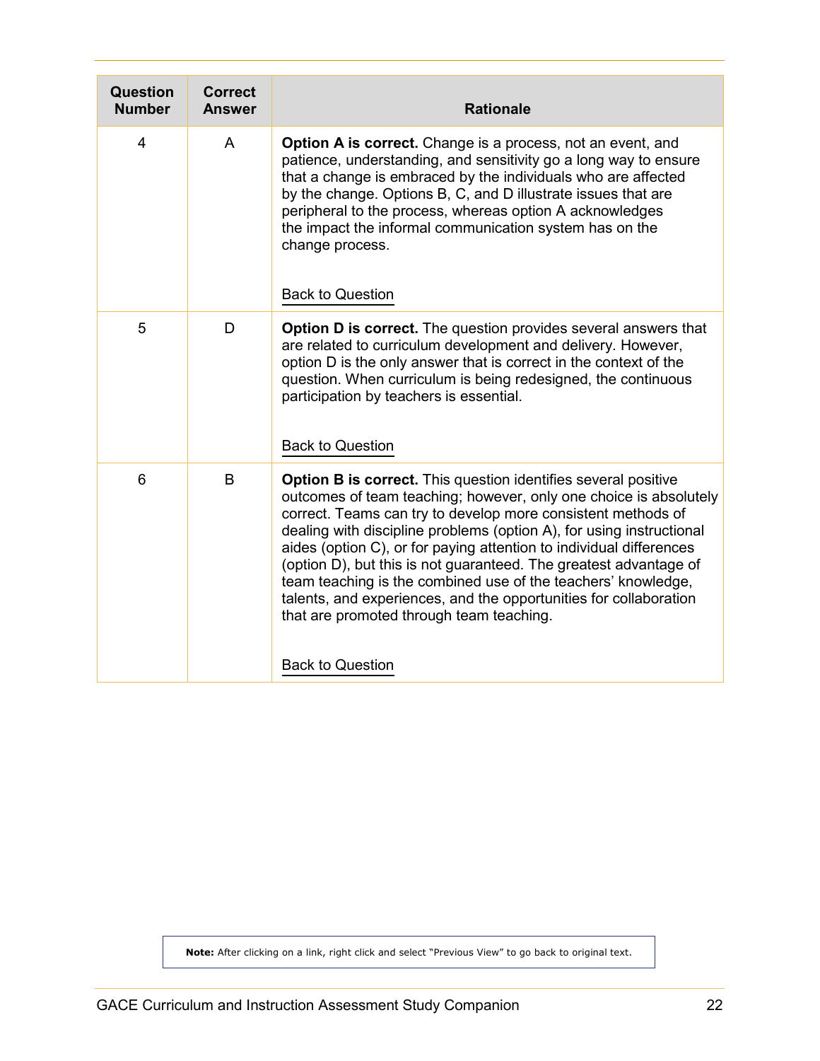| Question Number | Correct Answer | Rationale |
| --- | --- | --- |
| 4 | A | **Option A is correct.** Change is a process, not an event, and patience, understanding, and sensitivity go a long way to ensure that a change is embraced by the individuals who are affected by the change. Options B, C, and D illustrate issues that are peripheral to the process, whereas option A acknowledges the impact the informal communication system has on the change process. <br><br> Back to Question |
| 5 | D | **Option D is correct.** The question provides several answers that are related to curriculum development and delivery. However, option D is the only answer that is correct in the context of the question. When curriculum is being redesigned, the continuous participation by teachers is essential. <br><br> Back to Question |
| 6 | B | **Option B is correct.** This question identifies several positive outcomes of team teaching; however, only one choice is absolutely correct. Teams can try to develop more consistent methods of dealing with discipline problems (option A), for using instructional aides (option C), or for paying attention to individual differences (option D), but this is not guaranteed. The greatest advantage of team teaching is the combined use of the teachers' knowledge, talents, and experiences, and the opportunities for collaboration that are promoted through team teaching. <br><br> Back to Question |

**Note:** After clicking on a link, right click and select "Previous View" to go back to original text.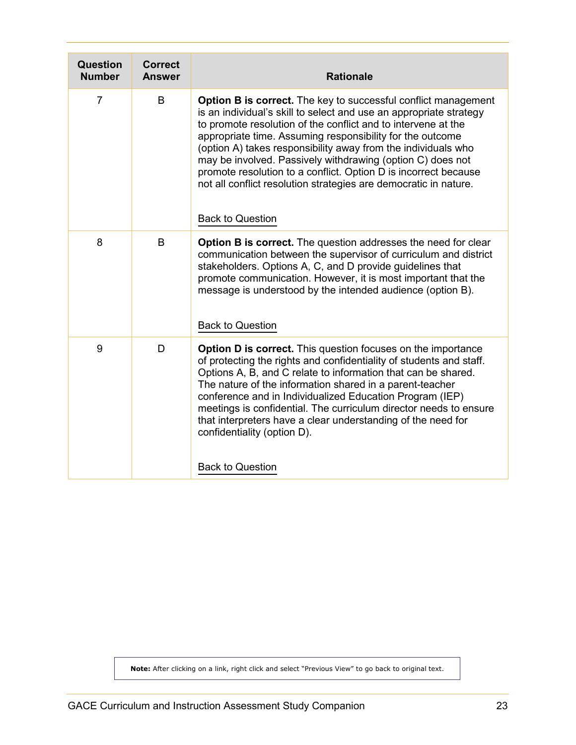| Question Number | Correct Answer | Rationale |
|---|---|---|
| 7 | B | **Option B is correct.** The key to successful conflict management is an individual's skill to select and use an appropriate strategy to promote resolution of the conflict and to intervene at the appropriate time. Assuming responsibility for the outcome (option A) takes responsibility away from the individuals who may be involved. Passively withdrawing (option C) does not promote resolution to a conflict. Option D is incorrect because not all conflict resolution strategies are democratic in nature.<br><br>Back to Question |
| 8 | B | **Option B is correct.** The question addresses the need for clear communication between the supervisor of curriculum and district stakeholders. Options A, C, and D provide guidelines that promote communication. However, it is most important that the message is understood by the intended audience (option B).<br><br>Back to Question |
| 9 | D | **Option D is correct.** This question focuses on the importance of protecting the rights and confidentiality of students and staff. Options A, B, and C relate to information that can be shared. The nature of the information shared in a parent-teacher conference and in Individualized Education Program (IEP) meetings is confidential. The curriculum director needs to ensure that interpreters have a clear understanding of the need for confidentiality (option D).<br><br>Back to Question |

**Note:** After clicking on a link, right click and select "Previous View" to go back to original text.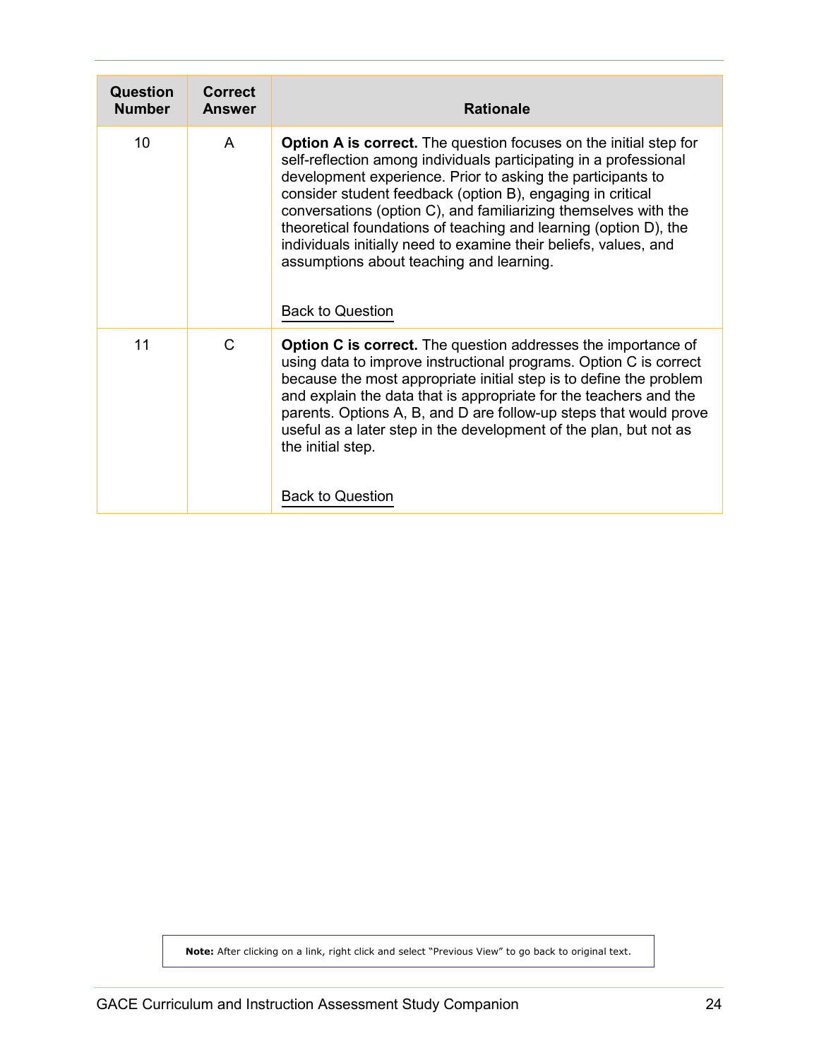| Question Number | Correct Answer | Rationale |
| --- | --- | --- |
| 10 | A | **Option A is correct.** The question focuses on the initial step for self-reflection among individuals participating in a professional development experience. Prior to asking the participants to consider student feedback (option B), engaging in critical conversations (option C), and familiarizing themselves with the theoretical foundations of teaching and learning (option D), the individuals initially need to examine their beliefs, values, and assumptions about teaching and learning.<br><br>Back to Question |
| 11 | C | **Option C is correct.** The question addresses the importance of using data to improve instructional programs. Option C is correct because the most appropriate initial step is to define the problem and explain the data that is appropriate for the teachers and the parents. Options A, B, and D are follow-up steps that would prove useful as a later step in the development of the plan, but not as the initial step.<br><br>Back to Question |

**Note:** After clicking on a link, right click and select "Previous View" to go back to original text.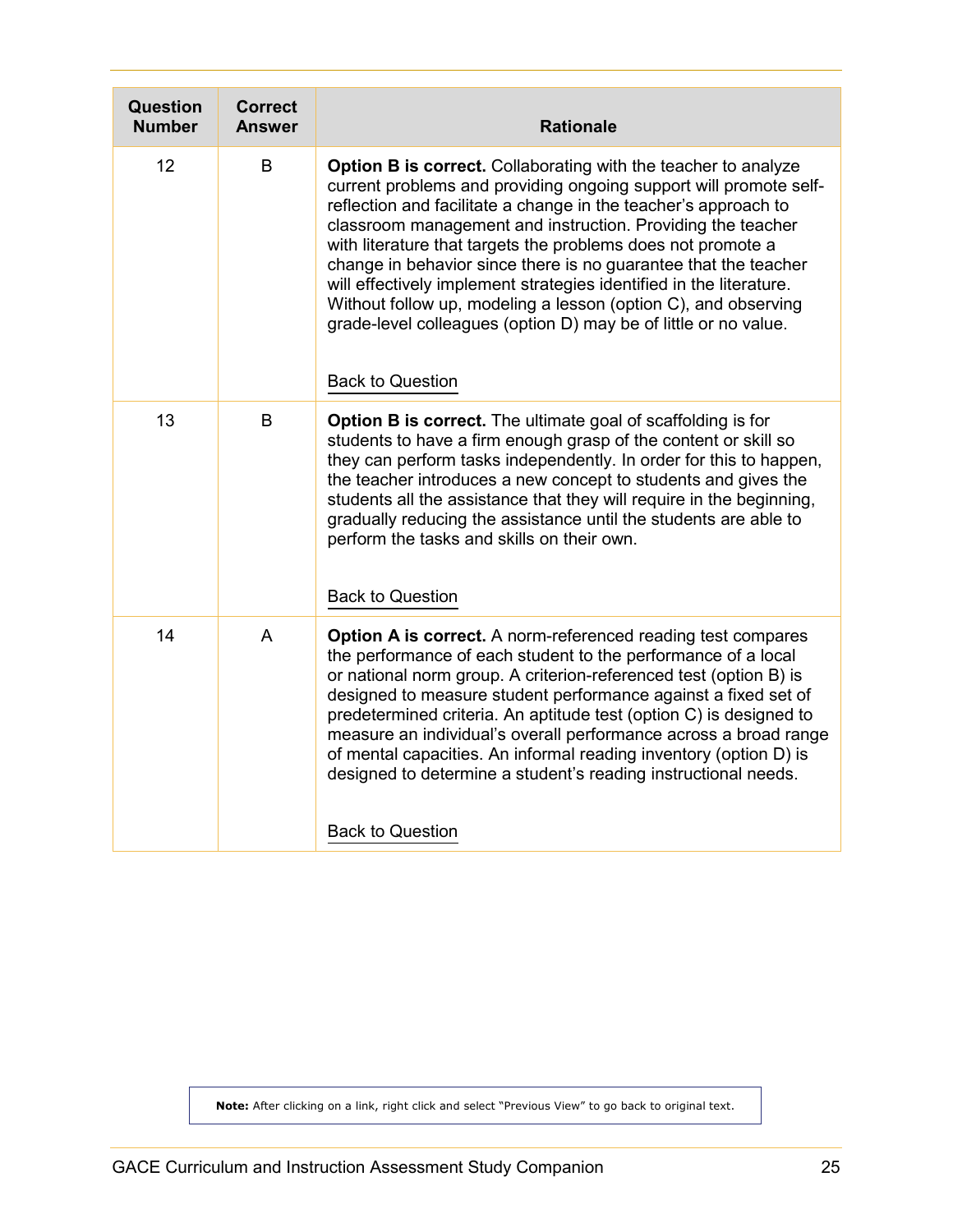| Question Number | Correct Answer | Rationale |
|---|---|---|
| 12 | B | **Option B is correct.** Collaborating with the teacher to analyze current problems and providing ongoing support will promote self-reflection and facilitate a change in the teacher's approach to classroom management and instruction. Providing the teacher with literature that targets the problems does not promote a change in behavior since there is no guarantee that the teacher will effectively implement strategies identified in the literature. Without follow up, modeling a lesson (option C), and observing grade-level colleagues (option D) may be of little or no value. <br><br> Back to Question |
| 13 | B | **Option B is correct.** The ultimate goal of scaffolding is for students to have a firm enough grasp of the content or skill so they can perform tasks independently. In order for this to happen, the teacher introduces a new concept to students and gives the students all the assistance that they will require in the beginning, gradually reducing the assistance until the students are able to perform the tasks and skills on their own. <br><br> Back to Question |
| 14 | A | **Option A is correct.** A norm-referenced reading test compares the performance of each student to the performance of a local or national norm group. A criterion-referenced test (option B) is designed to measure student performance against a fixed set of predetermined criteria. An aptitude test (option C) is designed to measure an individual's overall performance across a broad range of mental capacities. An informal reading inventory (option D) is designed to determine a student's reading instructional needs. <br><br> Back to Question |

**Note:** After clicking on a link, right click and select "Previous View" to go back to original text.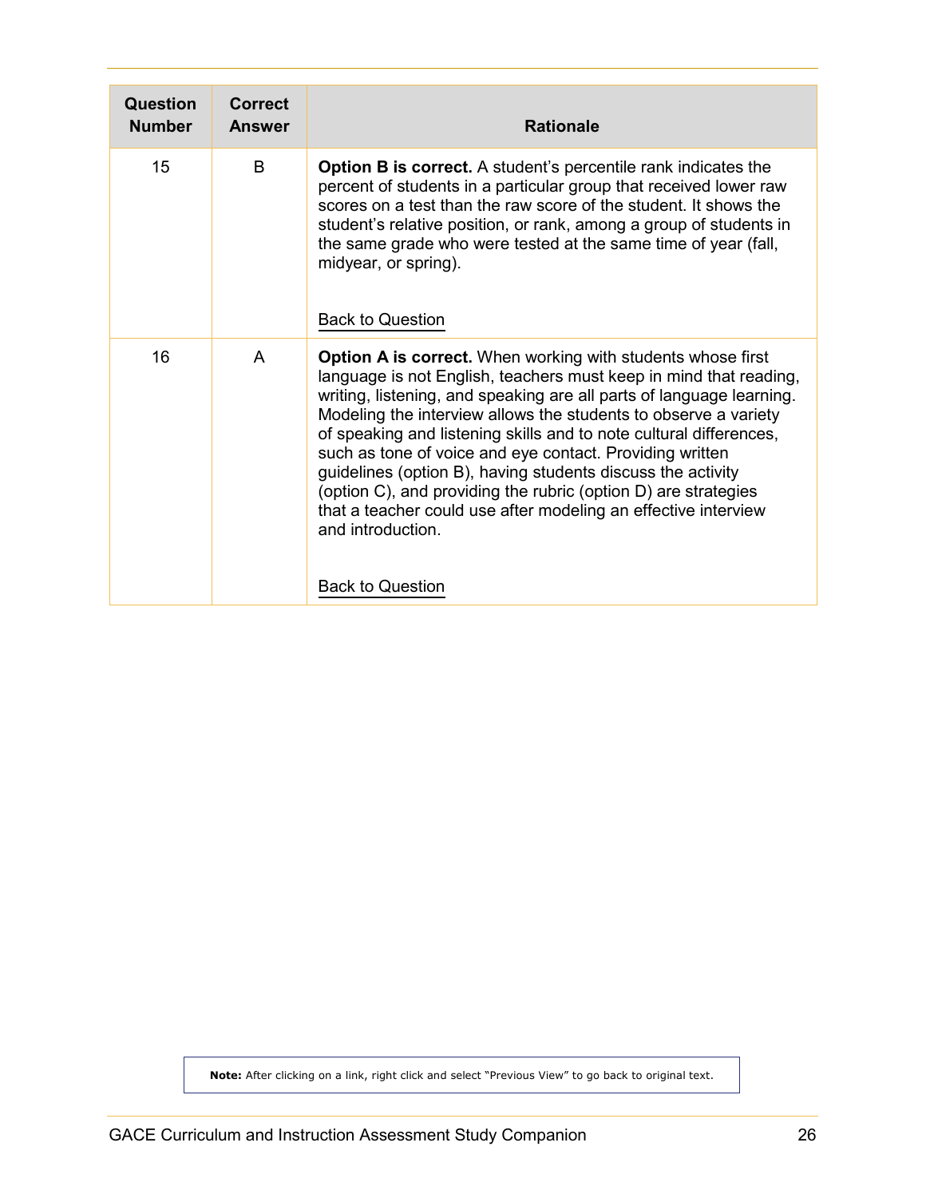| Question Number | Correct Answer | Rationale |
| --- | --- | --- |
| 15 | B | **Option B is correct.** A student's percentile rank indicates the percent of students in a particular group that received lower raw scores on a test than the raw score of the student. It shows the student's relative position, or rank, among a group of students in the same grade who were tested at the same time of year (fall, midyear, or spring).<br><br>Back to Question |
| 16 | A | **Option A is correct.** When working with students whose first language is not English, teachers must keep in mind that reading, writing, listening, and speaking are all parts of language learning. Modeling the interview allows the students to observe a variety of speaking and listening skills and to note cultural differences, such as tone of voice and eye contact. Providing written guidelines (option B), having students discuss the activity (option C), and providing the rubric (option D) are strategies that a teacher could use after modeling an effective interview and introduction.<br><br>Back to Question |

**Note:** After clicking on a link, right click and select "Previous View" to go back to original text.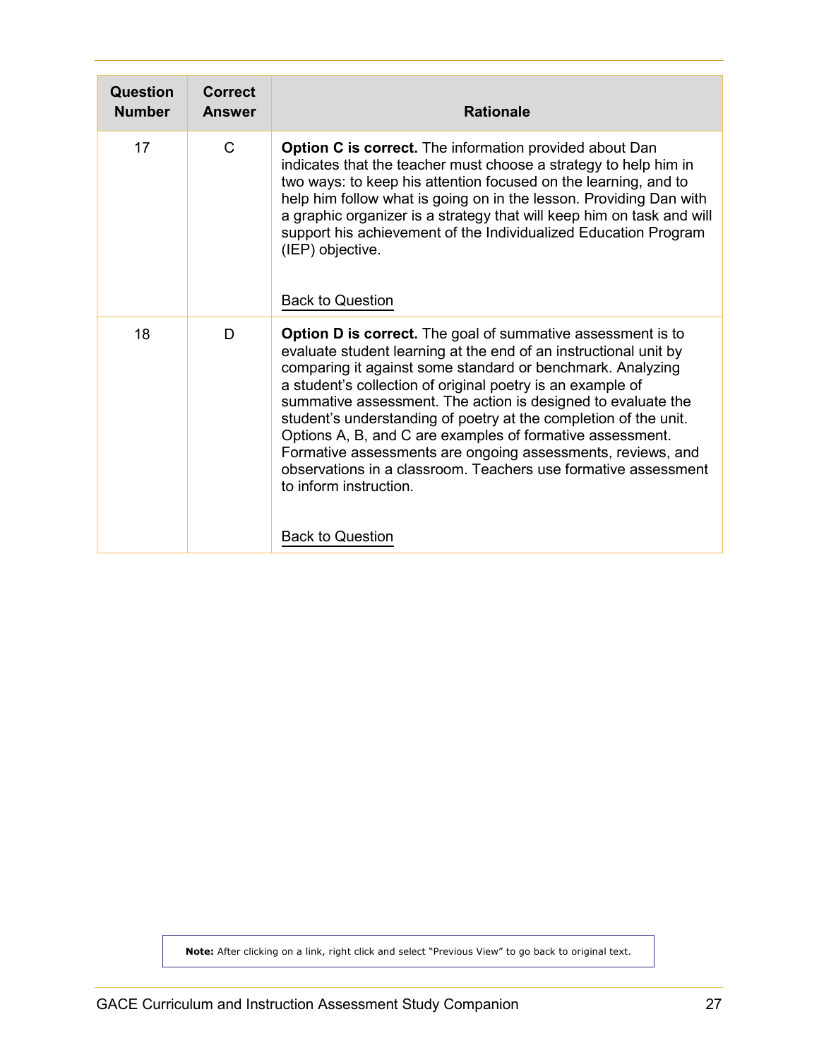| Question Number | Correct Answer | Rationale |
| --- | --- | --- |
| 17 | C | **Option C is correct.** The information provided about Dan indicates that the teacher must choose a strategy to help him in two ways: to keep his attention focused on the learning, and to help him follow what is going on in the lesson. Providing Dan with a graphic organizer is a strategy that will keep him on task and will support his achievement of the Individualized Education Program (IEP) objective.<br><br>Back to Question |
| 18 | D | **Option D is correct.** The goal of summative assessment is to evaluate student learning at the end of an instructional unit by comparing it against some standard or benchmark. Analyzing a student's collection of original poetry is an example of summative assessment. The action is designed to evaluate the student's understanding of poetry at the completion of the unit. Options A, B, and C are examples of formative assessment. Formative assessments are ongoing assessments, reviews, and observations in a classroom. Teachers use formative assessment to inform instruction.<br><br>Back to Question |

**Note:** After clicking on a link, right click and select "Previous View" to go back to original text.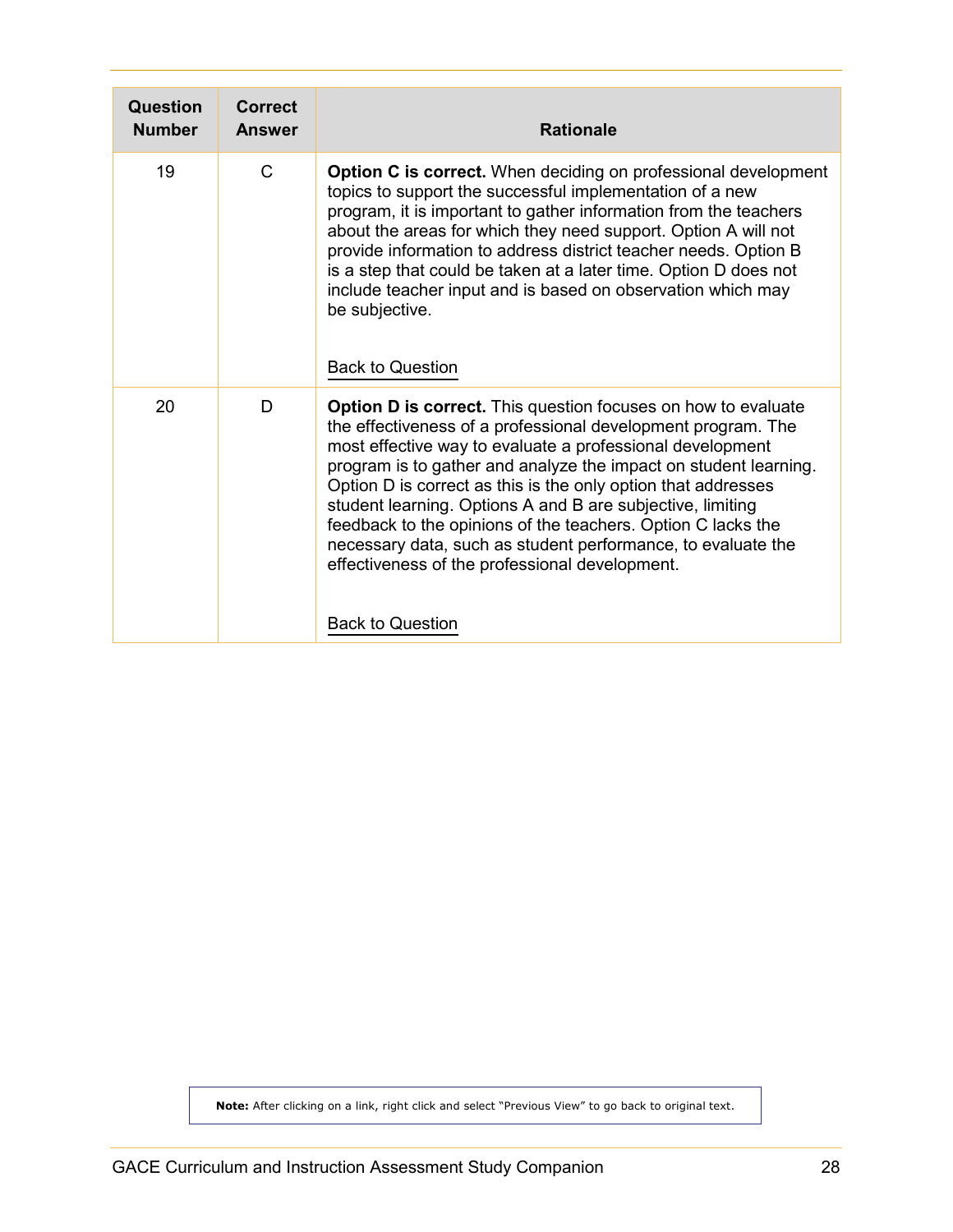| Question Number | Correct Answer | Rationale |
| --- | --- | --- |
| 19 | C | **Option C is correct.** When deciding on professional development topics to support the successful implementation of a new program, it is important to gather information from the teachers about the areas for which they need support. Option A will not provide information to address district teacher needs. Option B is a step that could be taken at a later time. Option D does not include teacher input and is based on observation which may be subjective.<br><br>Back to Question |
| 20 | D | **Option D is correct.** This question focuses on how to evaluate the effectiveness of a professional development program. The most effective way to evaluate a professional development program is to gather and analyze the impact on student learning. Option D is correct as this is the only option that addresses student learning. Options A and B are subjective, limiting feedback to the opinions of the teachers. Option C lacks the necessary data, such as student performance, to evaluate the effectiveness of the professional development.<br><br>Back to Question |

**Note:** After clicking on a link, right click and select "Previous View" to go back to original text.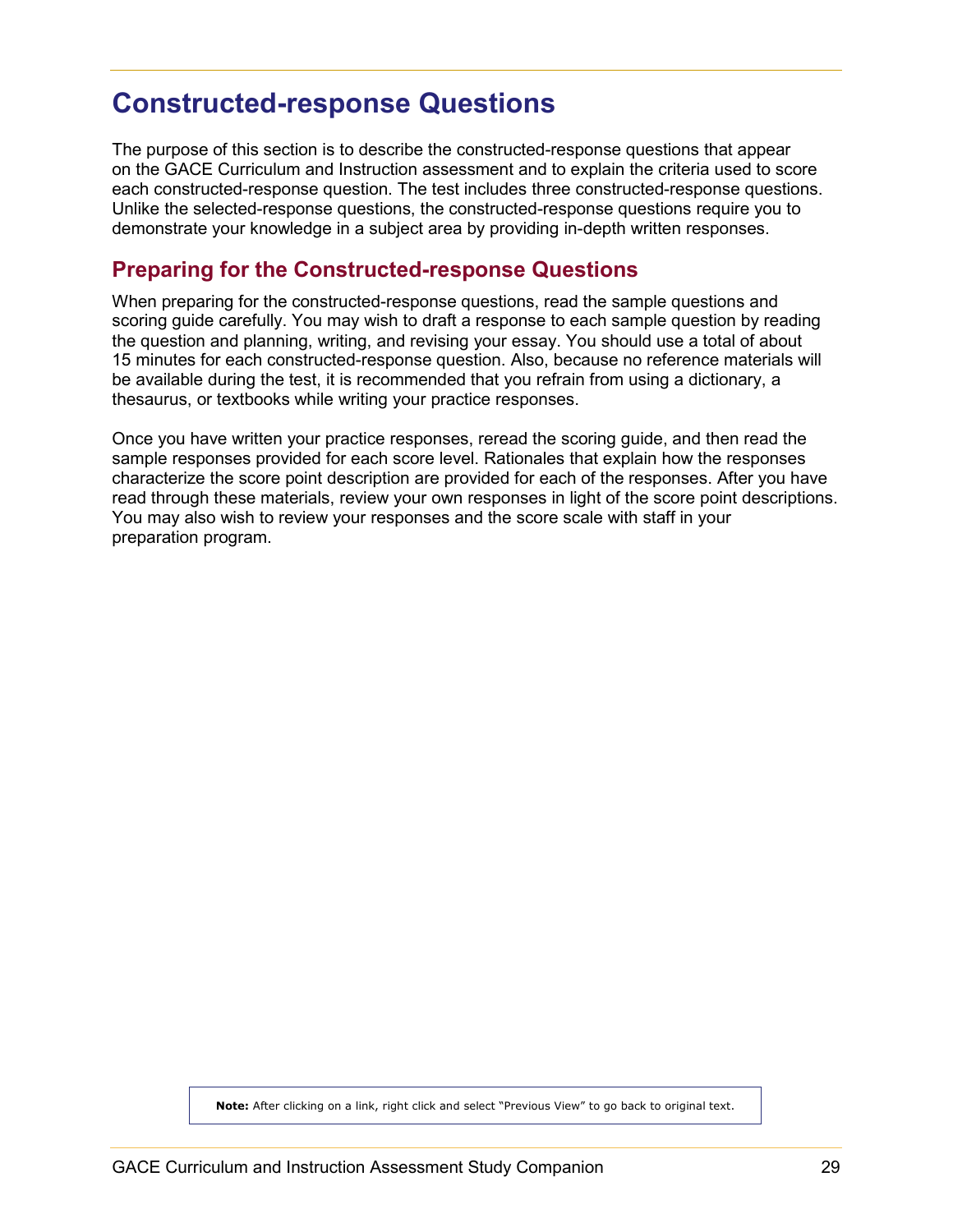# Constructed-response Questions

The purpose of this section is to describe the constructed-response questions that appear on the GACE Curriculum and Instruction assessment and to explain the criteria used to score each constructed-response question. The test includes three constructed-response questions. Unlike the selected-response questions, the constructed-response questions require you to demonstrate your knowledge in a subject area by providing in-depth written responses.

## Preparing for the Constructed-response Questions

When preparing for the constructed-response questions, read the sample questions and scoring guide carefully. You may wish to draft a response to each sample question by reading the question and planning, writing, and revising your essay. You should use a total of about 15 minutes for each constructed-response question. Also, because no reference materials will be available during the test, it is recommended that you refrain from using a dictionary, a thesaurus, or textbooks while writing your practice responses.

Once you have written your practice responses, reread the scoring guide, and then read the sample responses provided for each score level. Rationales that explain how the responses characterize the score point description are provided for each of the responses. After you have read through these materials, review your own responses in light of the score point descriptions. You may also wish to review your responses and the score scale with staff in your preparation program.

**Note:** After clicking on a link, right click and select "Previous View" to go back to original text.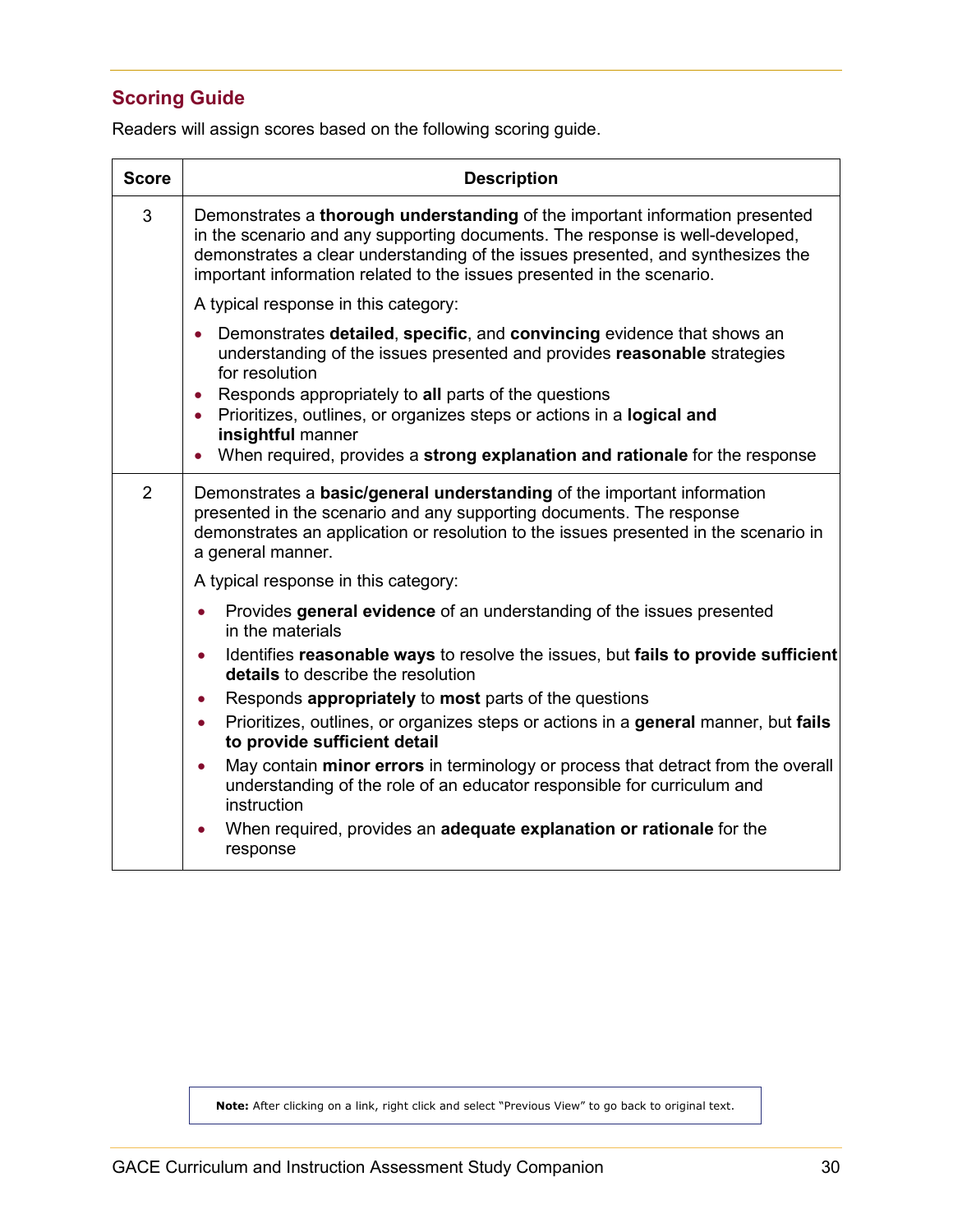## Scoring Guide

Readers will assign scores based on the following scoring guide.

| Score | Description |
|---|---|
| 3 | Demonstrates a **thorough understanding** of the important information presented in the scenario and any supporting documents. The response is well-developed, demonstrates a clear understanding of the issues presented, and synthesizes the important information related to the issues presented in the scenario.<br><br>A typical response in this category:<br><br>• Demonstrates **detailed**, **specific**, and **convincing** evidence that shows an understanding of the issues presented and provides **reasonable** strategies for resolution<br>• Responds appropriately to **all** parts of the questions<br>• Prioritizes, outlines, or organizes steps or actions in a **logical and insightful** manner<br>• When required, provides a **strong explanation and rationale** for the response |
| 2 | Demonstrates a **basic/general understanding** of the important information presented in the scenario and any supporting documents. The response demonstrates an application or resolution to the issues presented in the scenario in a general manner.<br><br>A typical response in this category:<br><br>• Provides **general evidence** of an understanding of the issues presented in the materials<br>• Identifies **reasonable ways** to resolve the issues, but **fails to provide sufficient details** to describe the resolution<br>• Responds **appropriately** to **most** parts of the questions<br>• Prioritizes, outlines, or organizes steps or actions in a **general** manner, but **fails to provide sufficient detail**<br>• May contain **minor errors** in terminology or process that detract from the overall understanding of the role of an educator responsible for curriculum and instruction<br>• When required, provides an **adequate explanation or rationale** for the response |

**Note:** After clicking on a link, right click and select "Previous View" to go back to original text.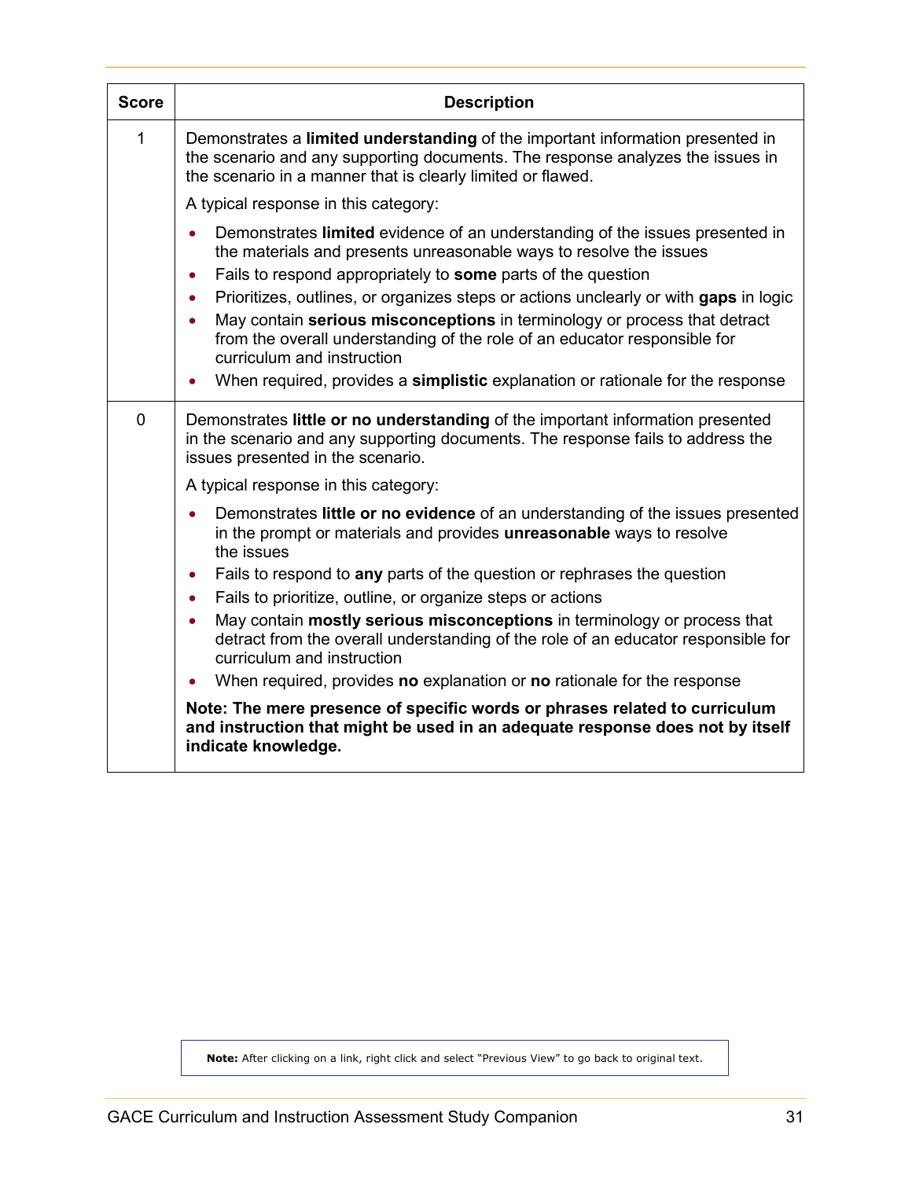| Score | Description |
|---|---|
| 1 | Demonstrates a **limited understanding** of the important information presented in the scenario and any supporting documents. The response analyzes the issues in the scenario in a manner that is clearly limited or flawed.<br><br>A typical response in this category:<br><br>• Demonstrates **limited** evidence of an understanding of the issues presented in the materials and presents unreasonable ways to resolve the issues<br>• Fails to respond appropriately to **some** parts of the question<br>• Prioritizes, outlines, or organizes steps or actions unclearly or with **gaps** in logic<br>• May contain **serious misconceptions** in terminology or process that detract from the overall understanding of the role of an educator responsible for curriculum and instruction<br>• When required, provides a **simplistic** explanation or rationale for the response |
| 0 | Demonstrates **little or no understanding** of the important information presented in the scenario and any supporting documents. The response fails to address the issues presented in the scenario.<br><br>A typical response in this category:<br><br>• Demonstrates **little or no evidence** of an understanding of the issues presented in the prompt or materials and provides **unreasonable** ways to resolve the issues<br>• Fails to respond to **any** parts of the question or rephrases the question<br>• Fails to prioritize, outline, or organize steps or actions<br>• May contain **mostly serious misconceptions** in terminology or process that detract from the overall understanding of the role of an educator responsible for curriculum and instruction<br>• When required, provides **no** explanation or **no** rationale for the response<br><br>**Note: The mere presence of specific words or phrases related to curriculum and instruction that might be used in an adequate response does not by itself indicate knowledge.** |

**Note:** After clicking on a link, right click and select "Previous View" to go back to original text.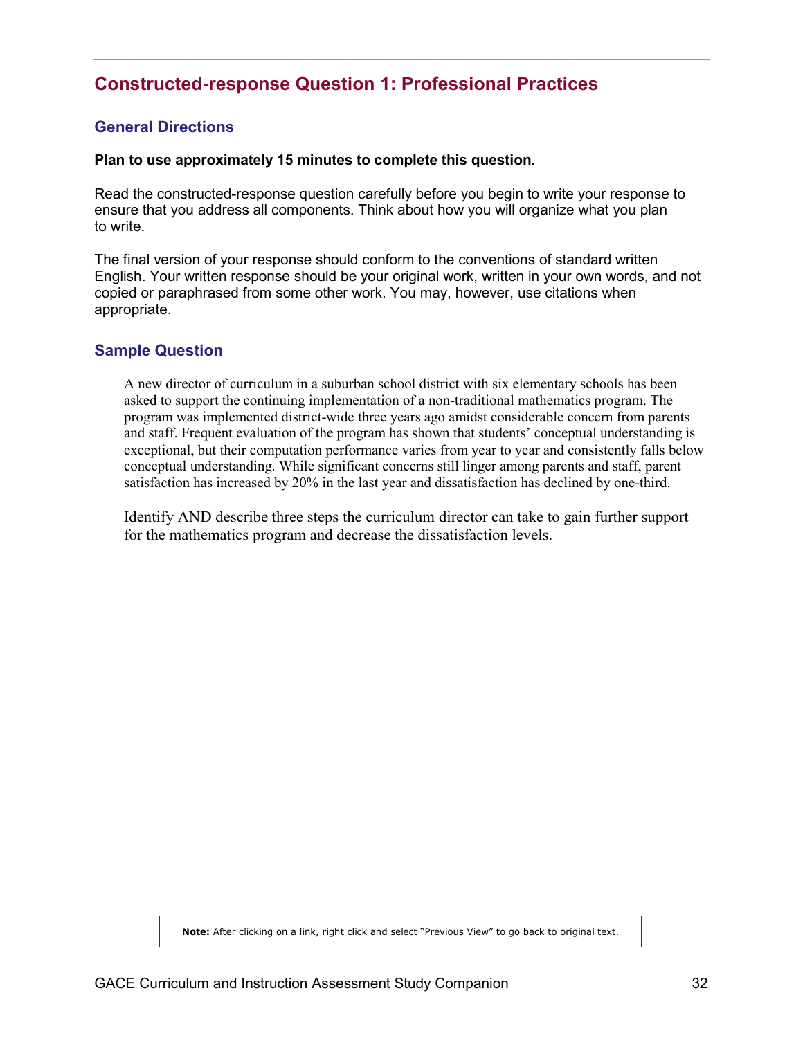## Constructed-response Question 1: Professional Practices

### General Directions

**Plan to use approximately 15 minutes to complete this question.**

Read the constructed-response question carefully before you begin to write your response to ensure that you address all components. Think about how you will organize what you plan to write.

The final version of your response should conform to the conventions of standard written English. Your written response should be your original work, written in your own words, and not copied or paraphrased from some other work. You may, however, use citations when appropriate.

### Sample Question

A new director of curriculum in a suburban school district with six elementary schools has been asked to support the continuing implementation of a non-traditional mathematics program. The program was implemented district-wide three years ago amidst considerable concern from parents and staff. Frequent evaluation of the program has shown that students' conceptual understanding is exceptional, but their computation performance varies from year to year and consistently falls below conceptual understanding. While significant concerns still linger among parents and staff, parent satisfaction has increased by 20% in the last year and dissatisfaction has declined by one-third.

Identify AND describe three steps the curriculum director can take to gain further support for the mathematics program and decrease the dissatisfaction levels.

**Note:** After clicking on a link, right click and select "Previous View" to go back to original text.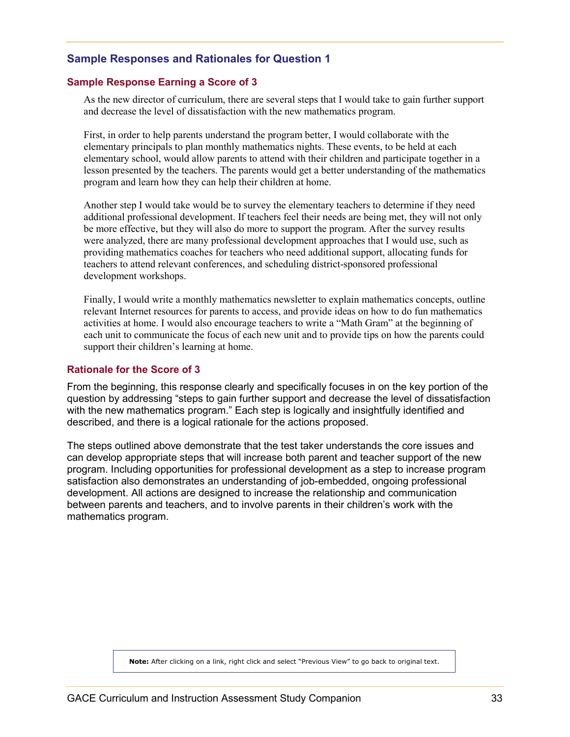## Sample Responses and Rationales for Question 1

### Sample Response Earning a Score of 3

As the new director of curriculum, there are several steps that I would take to gain further support and decrease the level of dissatisfaction with the new mathematics program.

First, in order to help parents understand the program better, I would collaborate with the elementary principals to plan monthly mathematics nights. These events, to be held at each elementary school, would allow parents to attend with their children and participate together in a lesson presented by the teachers. The parents would get a better understanding of the mathematics program and learn how they can help their children at home.

Another step I would take would be to survey the elementary teachers to determine if they need additional professional development. If teachers feel their needs are being met, they will not only be more effective, but they will also do more to support the program. After the survey results were analyzed, there are many professional development approaches that I would use, such as providing mathematics coaches for teachers who need additional support, allocating funds for teachers to attend relevant conferences, and scheduling district-sponsored professional development workshops.

Finally, I would write a monthly mathematics newsletter to explain mathematics concepts, outline relevant Internet resources for parents to access, and provide ideas on how to do fun mathematics activities at home. I would also encourage teachers to write a "Math Gram" at the beginning of each unit to communicate the focus of each new unit and to provide tips on how the parents could support their children's learning at home.

### Rationale for the Score of 3

From the beginning, this response clearly and specifically focuses in on the key portion of the question by addressing "steps to gain further support and decrease the level of dissatisfaction with the new mathematics program." Each step is logically and insightfully identified and described, and there is a logical rationale for the actions proposed.

The steps outlined above demonstrate that the test taker understands the core issues and can develop appropriate steps that will increase both parent and teacher support of the new program. Including opportunities for professional development as a step to increase program satisfaction also demonstrates an understanding of job-embedded, ongoing professional development. All actions are designed to increase the relationship and communication between parents and teachers, and to involve parents in their children's work with the mathematics program.

**Note:** After clicking on a link, right click and select "Previous View" to go back to original text.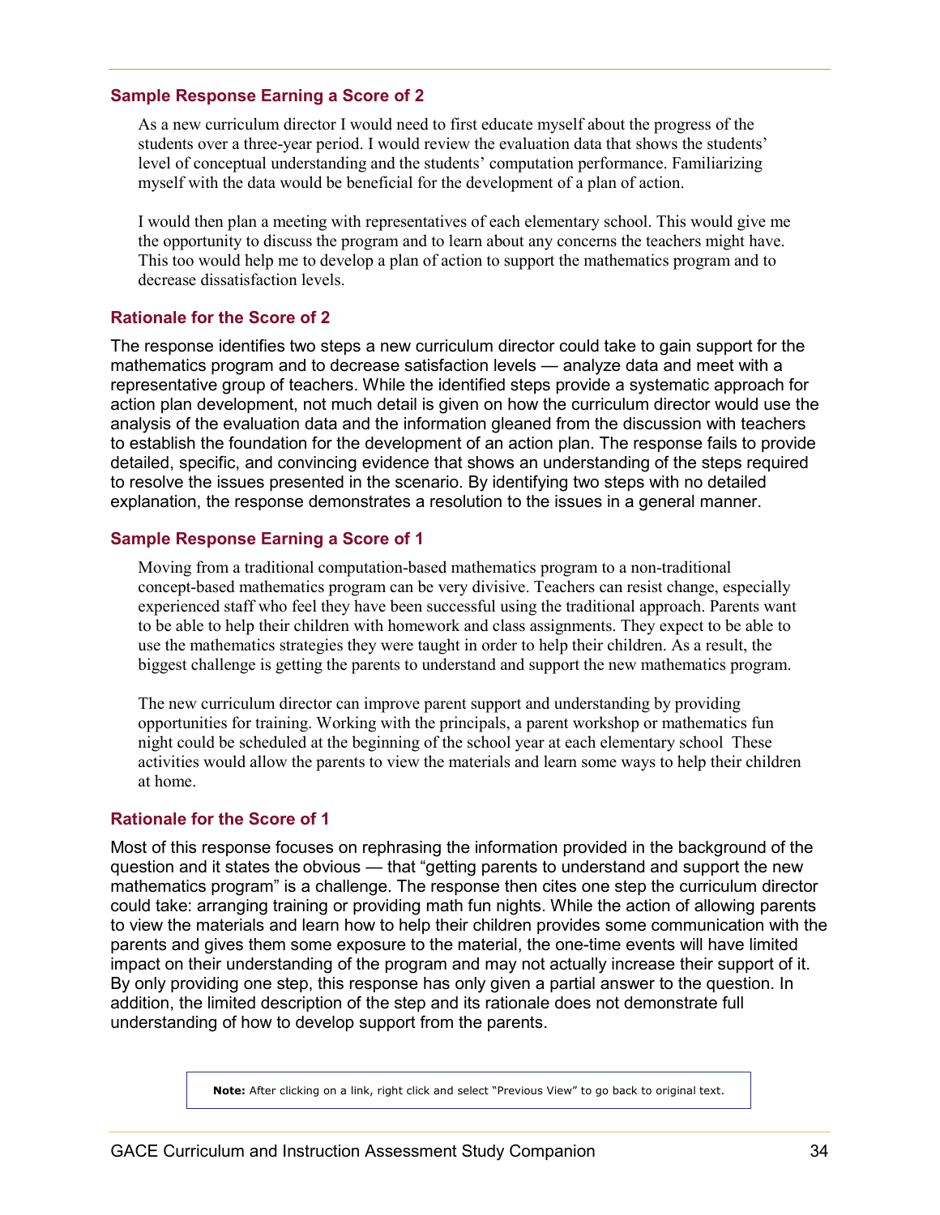### Sample Response Earning a Score of 2

> As a new curriculum director I would need to first educate myself about the progress of the students over a three-year period. I would review the evaluation data that shows the students' level of conceptual understanding and the students' computation performance. Familiarizing myself with the data would be beneficial for the development of a plan of action.
>
> I would then plan a meeting with representatives of each elementary school. This would give me the opportunity to discuss the program and to learn about any concerns the teachers might have. This too would help me to develop a plan of action to support the mathematics program and to decrease dissatisfaction levels.

### Rationale for the Score of 2

The response identifies two steps a new curriculum director could take to gain support for the mathematics program and to decrease satisfaction levels — analyze data and meet with a representative group of teachers. While the identified steps provide a systematic approach for action plan development, not much detail is given on how the curriculum director would use the analysis of the evaluation data and the information gleaned from the discussion with teachers to establish the foundation for the development of an action plan. The response fails to provide detailed, specific, and convincing evidence that shows an understanding of the steps required to resolve the issues presented in the scenario. By identifying two steps with no detailed explanation, the response demonstrates a resolution to the issues in a general manner.

### Sample Response Earning a Score of 1

> Moving from a traditional computation-based mathematics program to a non-traditional concept-based mathematics program can be very divisive. Teachers can resist change, especially experienced staff who feel they have been successful using the traditional approach. Parents want to be able to help their children with homework and class assignments. They expect to be able to use the mathematics strategies they were taught in order to help their children. As a result, the biggest challenge is getting the parents to understand and support the new mathematics program.
>
> The new curriculum director can improve parent support and understanding by providing opportunities for training. Working with the principals, a parent workshop or mathematics fun night could be scheduled at the beginning of the school year at each elementary school These activities would allow the parents to view the materials and learn some ways to help their children at home.

### Rationale for the Score of 1

Most of this response focuses on rephrasing the information provided in the background of the question and it states the obvious — that "getting parents to understand and support the new mathematics program" is a challenge. The response then cites one step the curriculum director could take: arranging training or providing math fun nights. While the action of allowing parents to view the materials and learn how to help their children provides some communication with the parents and gives them some exposure to the material, the one-time events will have limited impact on their understanding of the program and may not actually increase their support of it. By only providing one step, this response has only given a partial answer to the question. In addition, the limited description of the step and its rationale does not demonstrate full understanding of how to develop support from the parents.

**Note:** After clicking on a link, right click and select "Previous View" to go back to original text.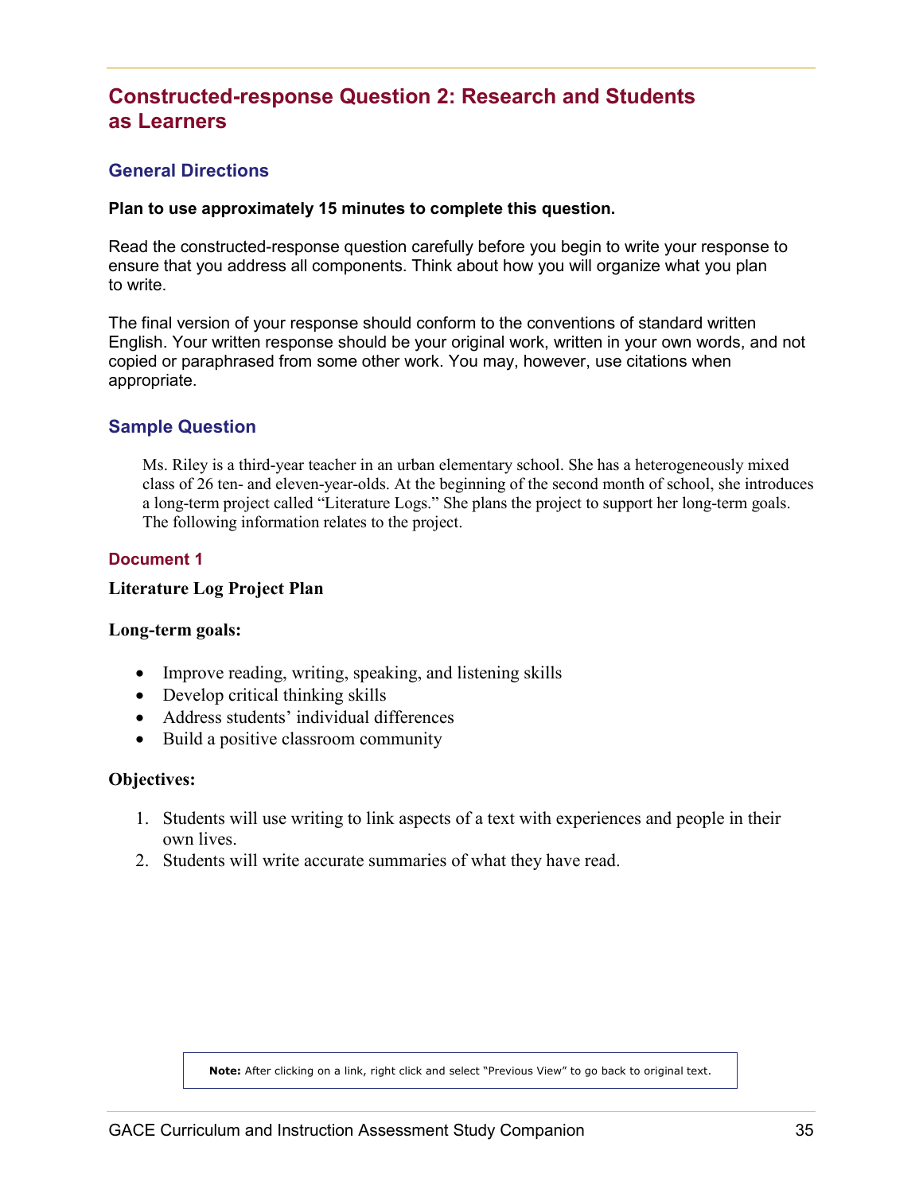## Constructed-response Question 2: Research and Students as Learners

### General Directions

**Plan to use approximately 15 minutes to complete this question.**

Read the constructed-response question carefully before you begin to write your response to ensure that you address all components. Think about how you will organize what you plan to write.

The final version of your response should conform to the conventions of standard written English. Your written response should be your original work, written in your own words, and not copied or paraphrased from some other work. You may, however, use citations when appropriate.

### Sample Question

Ms. Riley is a third-year teacher in an urban elementary school. She has a heterogeneously mixed class of 26 ten- and eleven-year-olds. At the beginning of the second month of school, she introduces a long-term project called "Literature Logs." She plans the project to support her long-term goals. The following information relates to the project.

#### Document 1

**Literature Log Project Plan**

**Long-term goals:**

- Improve reading, writing, speaking, and listening skills
- Develop critical thinking skills
- Address students' individual differences
- Build a positive classroom community

**Objectives:**

1. Students will use writing to link aspects of a text with experiences and people in their own lives.
2. Students will write accurate summaries of what they have read.

**Note:** After clicking on a link, right click and select "Previous View" to go back to original text.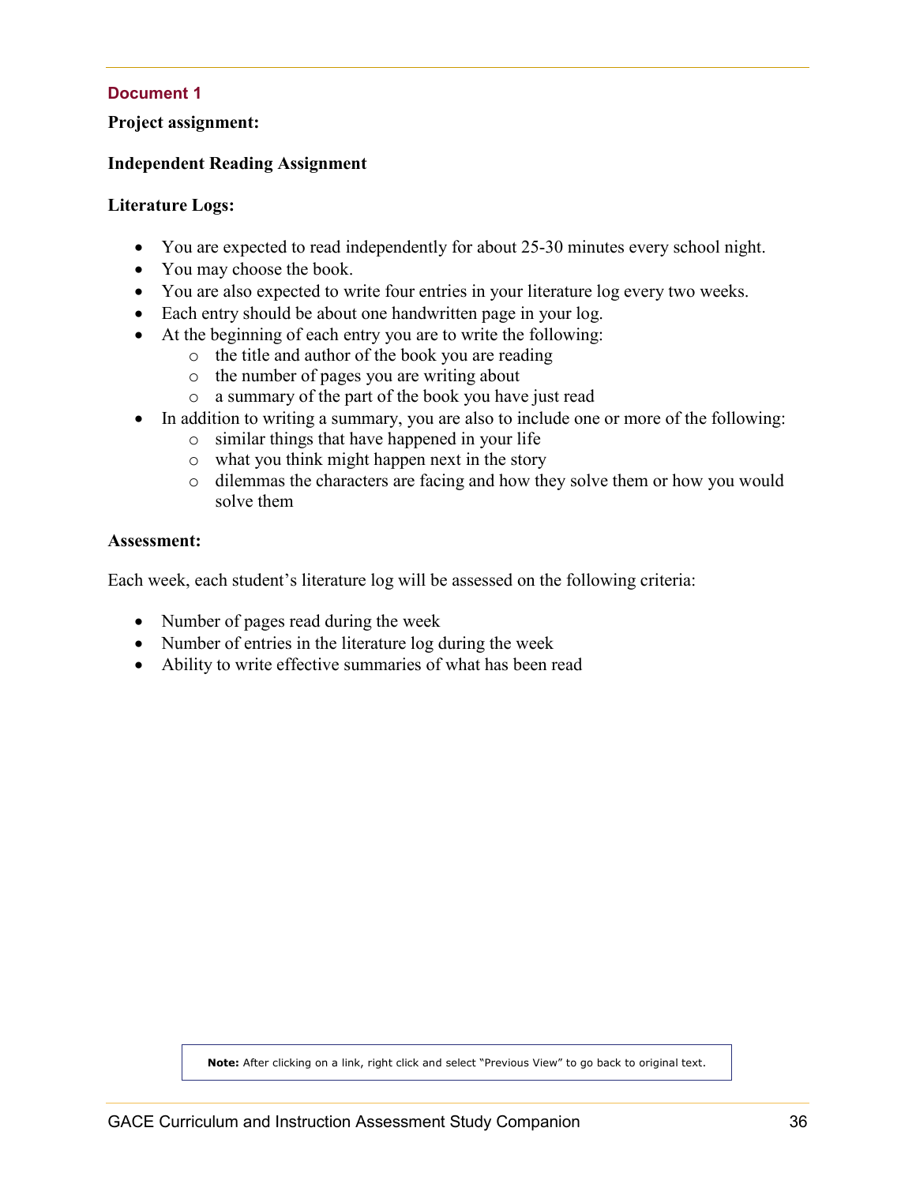## Document 1

**Project assignment:**

**Independent Reading Assignment**

**Literature Logs:**

- You are expected to read independently for about 25-30 minutes every school night.
- You may choose the book.
- You are also expected to write four entries in your literature log every two weeks.
- Each entry should be about one handwritten page in your log.
- At the beginning of each entry you are to write the following:
  - the title and author of the book you are reading
  - the number of pages you are writing about
  - a summary of the part of the book you have just read
- In addition to writing a summary, you are also to include one or more of the following:
  - similar things that have happened in your life
  - what you think might happen next in the story
  - dilemmas the characters are facing and how they solve them or how you would solve them

**Assessment:**

Each week, each student's literature log will be assessed on the following criteria:

- Number of pages read during the week
- Number of entries in the literature log during the week
- Ability to write effective summaries of what has been read

**Note:** After clicking on a link, right click and select "Previous View" to go back to original text.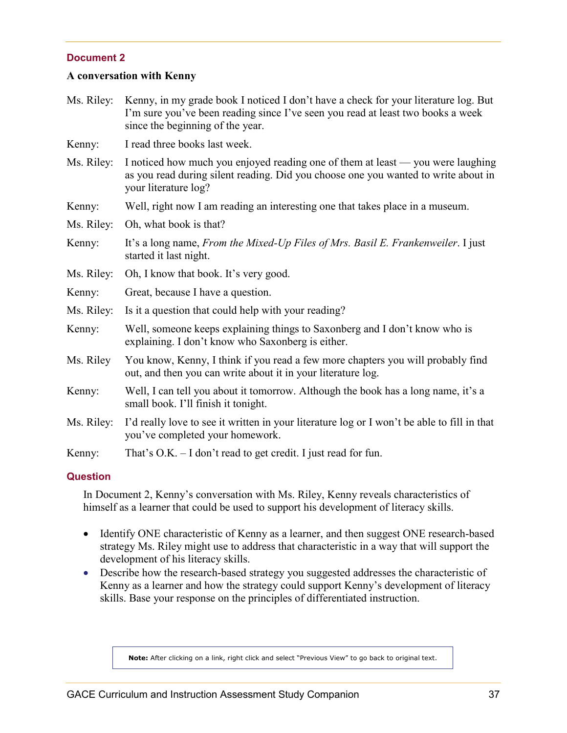## Document 2

**A conversation with Kenny**

Ms. Riley: Kenny, in my grade book I noticed I don't have a check for your literature log. But I'm sure you've been reading since I've seen you read at least two books a week since the beginning of the year.

Kenny: I read three books last week.

Ms. Riley: I noticed how much you enjoyed reading one of them at least — you were laughing as you read during silent reading. Did you choose one you wanted to write about in your literature log?

Kenny: Well, right now I am reading an interesting one that takes place in a museum.

Ms. Riley: Oh, what book is that?

Kenny: It's a long name, *From the Mixed-Up Files of Mrs. Basil E. Frankenweiler*. I just started it last night.

Ms. Riley: Oh, I know that book. It's very good.

Kenny: Great, because I have a question.

Ms. Riley: Is it a question that could help with your reading?

Kenny: Well, someone keeps explaining things to Saxonberg and I don't know who is explaining. I don't know who Saxonberg is either.

Ms. Riley You know, Kenny, I think if you read a few more chapters you will probably find out, and then you can write about it in your literature log.

Kenny: Well, I can tell you about it tomorrow. Although the book has a long name, it's a small book. I'll finish it tonight.

Ms. Riley: I'd really love to see it written in your literature log or I won't be able to fill in that you've completed your homework.

Kenny: That's O.K. – I don't read to get credit. I just read for fun.

## Question

In Document 2, Kenny's conversation with Ms. Riley, Kenny reveals characteristics of himself as a learner that could be used to support his development of literacy skills.

- Identify ONE characteristic of Kenny as a learner, and then suggest ONE research-based strategy Ms. Riley might use to address that characteristic in a way that will support the development of his literacy skills.
- Describe how the research-based strategy you suggested addresses the characteristic of Kenny as a learner and how the strategy could support Kenny's development of literacy skills. Base your response on the principles of differentiated instruction.

**Note:** After clicking on a link, right click and select "Previous View" to go back to original text.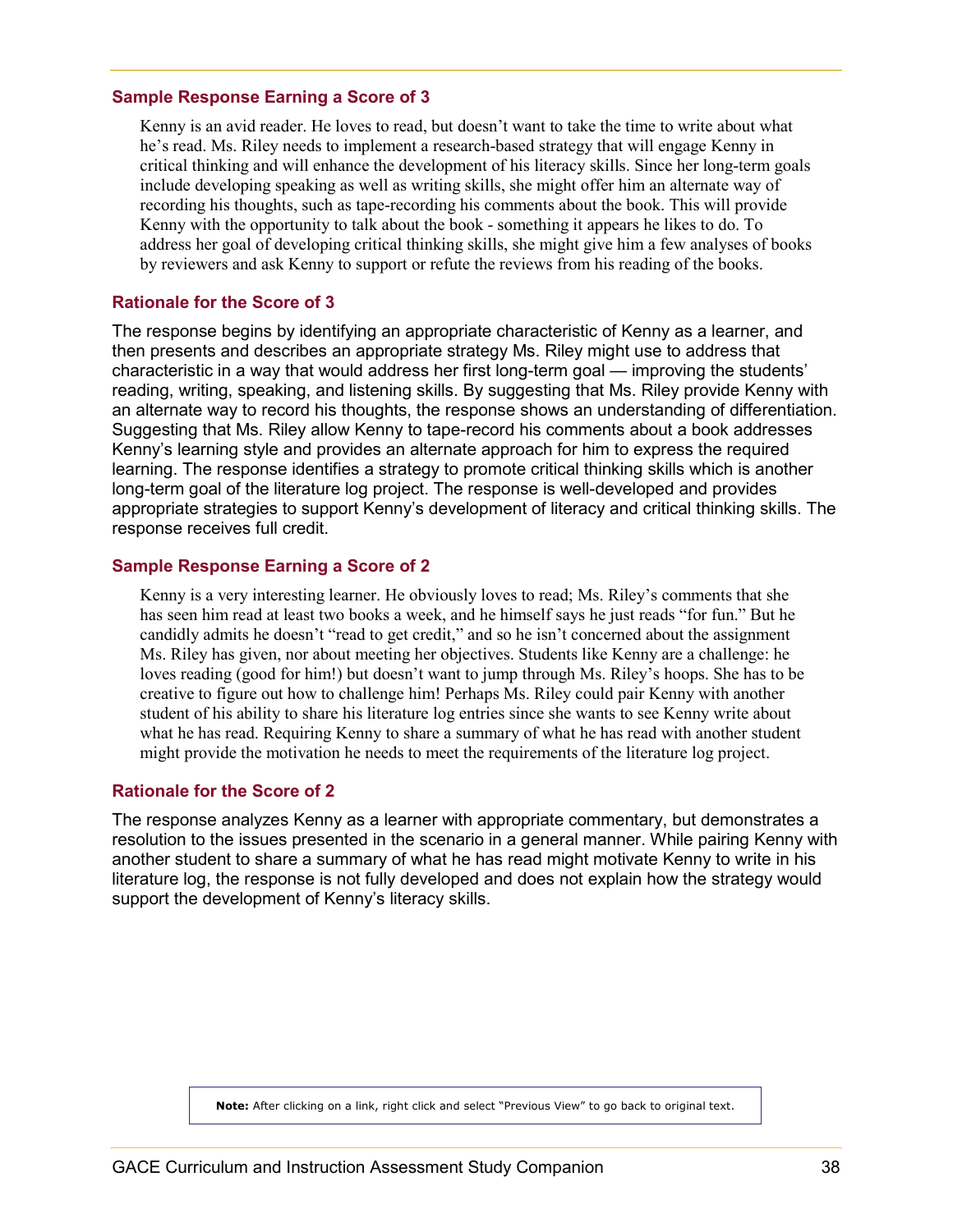### Sample Response Earning a Score of 3

> Kenny is an avid reader. He loves to read, but doesn't want to take the time to write about what he's read. Ms. Riley needs to implement a research-based strategy that will engage Kenny in critical thinking and will enhance the development of his literacy skills. Since her long-term goals include developing speaking as well as writing skills, she might offer him an alternate way of recording his thoughts, such as tape-recording his comments about the book. This will provide Kenny with the opportunity to talk about the book - something it appears he likes to do. To address her goal of developing critical thinking skills, she might give him a few analyses of books by reviewers and ask Kenny to support or refute the reviews from his reading of the books.

### Rationale for the Score of 3

The response begins by identifying an appropriate characteristic of Kenny as a learner, and then presents and describes an appropriate strategy Ms. Riley might use to address that characteristic in a way that would address her first long-term goal — improving the students' reading, writing, speaking, and listening skills. By suggesting that Ms. Riley provide Kenny with an alternate way to record his thoughts, the response shows an understanding of differentiation. Suggesting that Ms. Riley allow Kenny to tape-record his comments about a book addresses Kenny's learning style and provides an alternate approach for him to express the required learning. The response identifies a strategy to promote critical thinking skills which is another long-term goal of the literature log project. The response is well-developed and provides appropriate strategies to support Kenny's development of literacy and critical thinking skills. The response receives full credit.

### Sample Response Earning a Score of 2

> Kenny is a very interesting learner. He obviously loves to read; Ms. Riley's comments that she has seen him read at least two books a week, and he himself says he just reads "for fun." But he candidly admits he doesn't "read to get credit," and so he isn't concerned about the assignment Ms. Riley has given, nor about meeting her objectives. Students like Kenny are a challenge: he loves reading (good for him!) but doesn't want to jump through Ms. Riley's hoops. She has to be creative to figure out how to challenge him! Perhaps Ms. Riley could pair Kenny with another student of his ability to share his literature log entries since she wants to see Kenny write about what he has read. Requiring Kenny to share a summary of what he has read with another student might provide the motivation he needs to meet the requirements of the literature log project.

### Rationale for the Score of 2

The response analyzes Kenny as a learner with appropriate commentary, but demonstrates a resolution to the issues presented in the scenario in a general manner. While pairing Kenny with another student to share a summary of what he has read might motivate Kenny to write in his literature log, the response is not fully developed and does not explain how the strategy would support the development of Kenny's literacy skills.

**Note:** After clicking on a link, right click and select "Previous View" to go back to original text.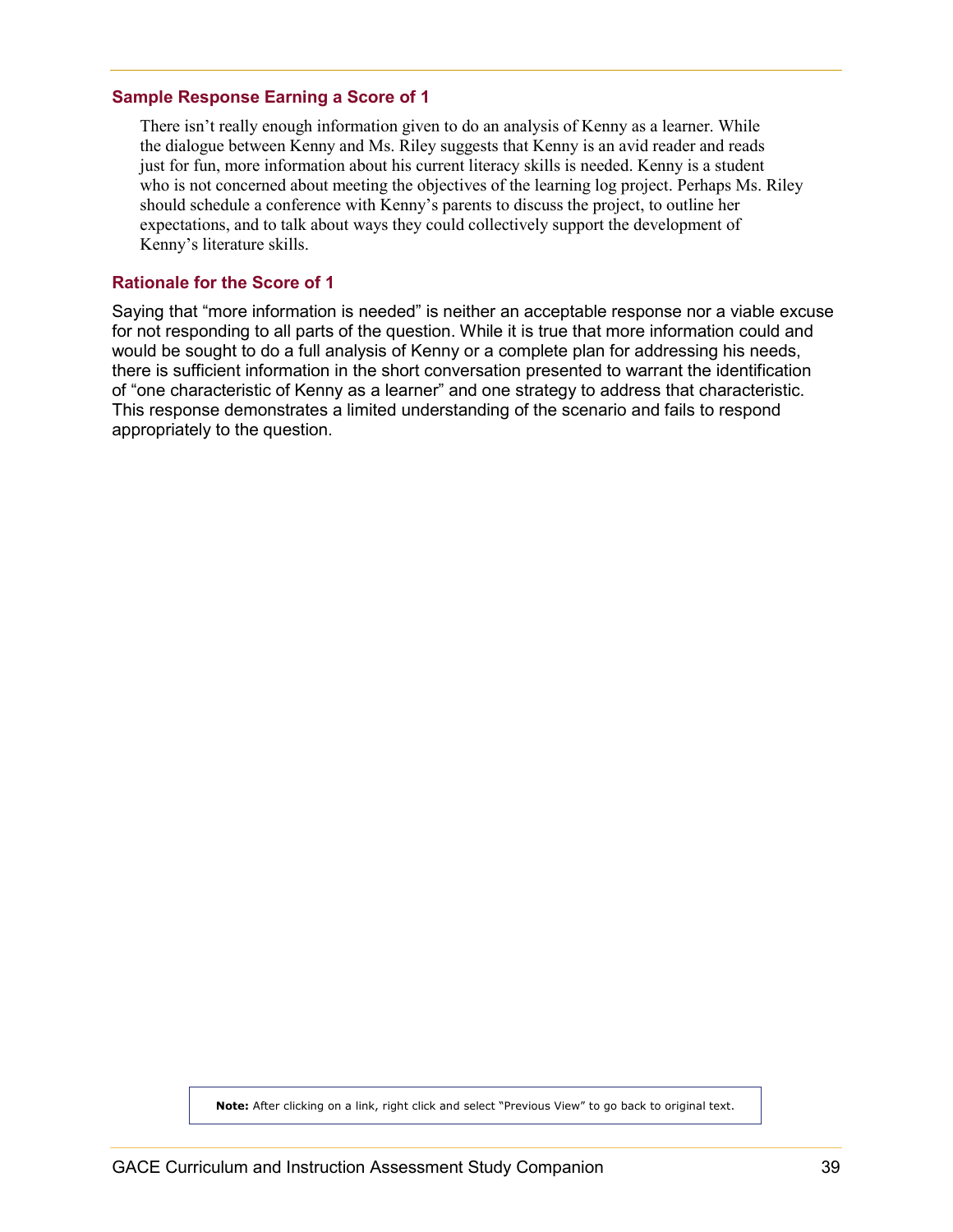### Sample Response Earning a Score of 1

> There isn't really enough information given to do an analysis of Kenny as a learner. While the dialogue between Kenny and Ms. Riley suggests that Kenny is an avid reader and reads just for fun, more information about his current literacy skills is needed. Kenny is a student who is not concerned about meeting the objectives of the learning log project. Perhaps Ms. Riley should schedule a conference with Kenny's parents to discuss the project, to outline her expectations, and to talk about ways they could collectively support the development of Kenny's literature skills.

### Rationale for the Score of 1

Saying that "more information is needed" is neither an acceptable response nor a viable excuse for not responding to all parts of the question. While it is true that more information could and would be sought to do a full analysis of Kenny or a complete plan for addressing his needs, there is sufficient information in the short conversation presented to warrant the identification of "one characteristic of Kenny as a learner" and one strategy to address that characteristic. This response demonstrates a limited understanding of the scenario and fails to respond appropriately to the question.

**Note:** After clicking on a link, right click and select "Previous View" to go back to original text.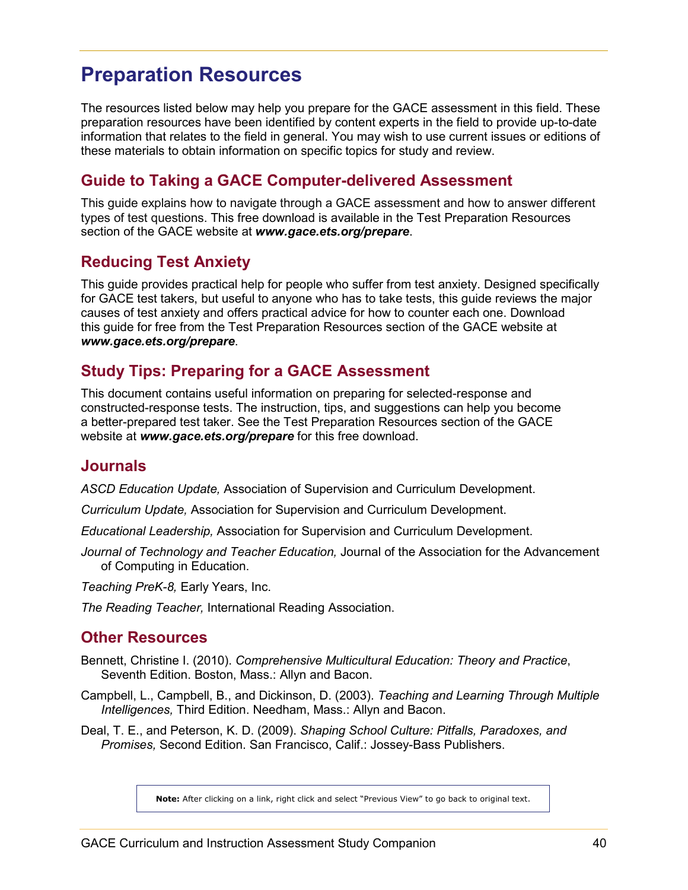# Preparation Resources

The resources listed below may help you prepare for the GACE assessment in this field. These preparation resources have been identified by content experts in the field to provide up-to-date information that relates to the field in general. You may wish to use current issues or editions of these materials to obtain information on specific topics for study and review.

## Guide to Taking a GACE Computer-delivered Assessment

This guide explains how to navigate through a GACE assessment and how to answer different types of test questions. This free download is available in the Test Preparation Resources section of the GACE website at ***www.gace.ets.org/prepare***.

## Reducing Test Anxiety

This guide provides practical help for people who suffer from test anxiety. Designed specifically for GACE test takers, but useful to anyone who has to take tests, this guide reviews the major causes of test anxiety and offers practical advice for how to counter each one. Download this guide for free from the Test Preparation Resources section of the GACE website at ***www.gace.ets.org/prepare***.

## Study Tips: Preparing for a GACE Assessment

This document contains useful information on preparing for selected-response and constructed-response tests. The instruction, tips, and suggestions can help you become a better-prepared test taker. See the Test Preparation Resources section of the GACE website at ***www.gace.ets.org/prepare*** for this free download.

## Journals

*ASCD Education Update,* Association of Supervision and Curriculum Development.

*Curriculum Update,* Association for Supervision and Curriculum Development.

*Educational Leadership,* Association for Supervision and Curriculum Development.

*Journal of Technology and Teacher Education,* Journal of the Association for the Advancement of Computing in Education.

*Teaching PreK-8,* Early Years, Inc.

*The Reading Teacher,* International Reading Association.

## Other Resources

Bennett, Christine I. (2010). *Comprehensive Multicultural Education: Theory and Practice*, Seventh Edition. Boston, Mass.: Allyn and Bacon.

Campbell, L., Campbell, B., and Dickinson, D. (2003). *Teaching and Learning Through Multiple Intelligences,* Third Edition. Needham, Mass.: Allyn and Bacon.

Deal, T. E., and Peterson, K. D. (2009). *Shaping School Culture: Pitfalls, Paradoxes, and Promises,* Second Edition. San Francisco, Calif.: Jossey-Bass Publishers.

**Note:** After clicking on a link, right click and select "Previous View" to go back to original text.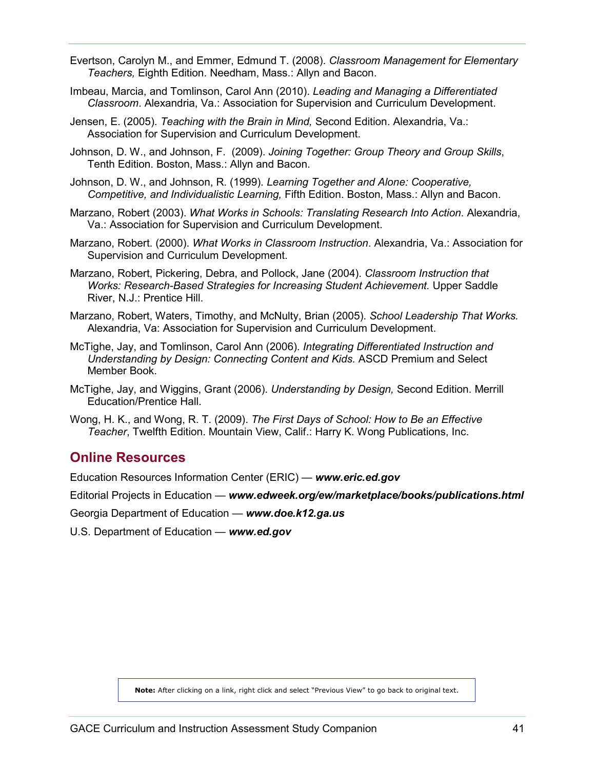Evertson, Carolyn M., and Emmer, Edmund T. (2008). *Classroom Management for Elementary Teachers,* Eighth Edition. Needham, Mass.: Allyn and Bacon.

Imbeau, Marcia, and Tomlinson, Carol Ann (2010). *Leading and Managing a Differentiated Classroom*. Alexandria, Va.: Association for Supervision and Curriculum Development.

Jensen, E. (2005). *Teaching with the Brain in Mind,* Second Edition. Alexandria, Va.: Association for Supervision and Curriculum Development.

Johnson, D. W., and Johnson, F. (2009). *Joining Together: Group Theory and Group Skills*, Tenth Edition. Boston, Mass.: Allyn and Bacon.

Johnson, D. W., and Johnson, R. (1999). *Learning Together and Alone: Cooperative, Competitive, and Individualistic Learning,* Fifth Edition. Boston, Mass.: Allyn and Bacon.

Marzano, Robert (2003). *What Works in Schools: Translating Research Into Action*. Alexandria, Va.: Association for Supervision and Curriculum Development.

Marzano, Robert. (2000). *What Works in Classroom Instruction*. Alexandria, Va.: Association for Supervision and Curriculum Development.

Marzano, Robert, Pickering, Debra, and Pollock, Jane (2004). *Classroom Instruction that Works: Research-Based Strategies for Increasing Student Achievement.* Upper Saddle River, N.J.: Prentice Hill.

Marzano, Robert, Waters, Timothy, and McNulty, Brian (2005). *School Leadership That Works.* Alexandria, Va: Association for Supervision and Curriculum Development.

McTighe, Jay, and Tomlinson, Carol Ann (2006). *Integrating Differentiated Instruction and Understanding by Design: Connecting Content and Kids.* ASCD Premium and Select Member Book.

McTighe, Jay, and Wiggins, Grant (2006). *Understanding by Design,* Second Edition. Merrill Education/Prentice Hall.

Wong, H. K., and Wong, R. T. (2009). *The First Days of School: How to Be an Effective Teacher*, Twelfth Edition. Mountain View, Calif.: Harry K. Wong Publications, Inc.

## Online Resources

Education Resources Information Center (ERIC) — ***www.eric.ed.gov***

Editorial Projects in Education — ***www.edweek.org/ew/marketplace/books/publications.html***

Georgia Department of Education — ***www.doe.k12.ga.us***

U.S. Department of Education — ***www.ed.gov***

**Note:** After clicking on a link, right click and select "Previous View" to go back to original text.